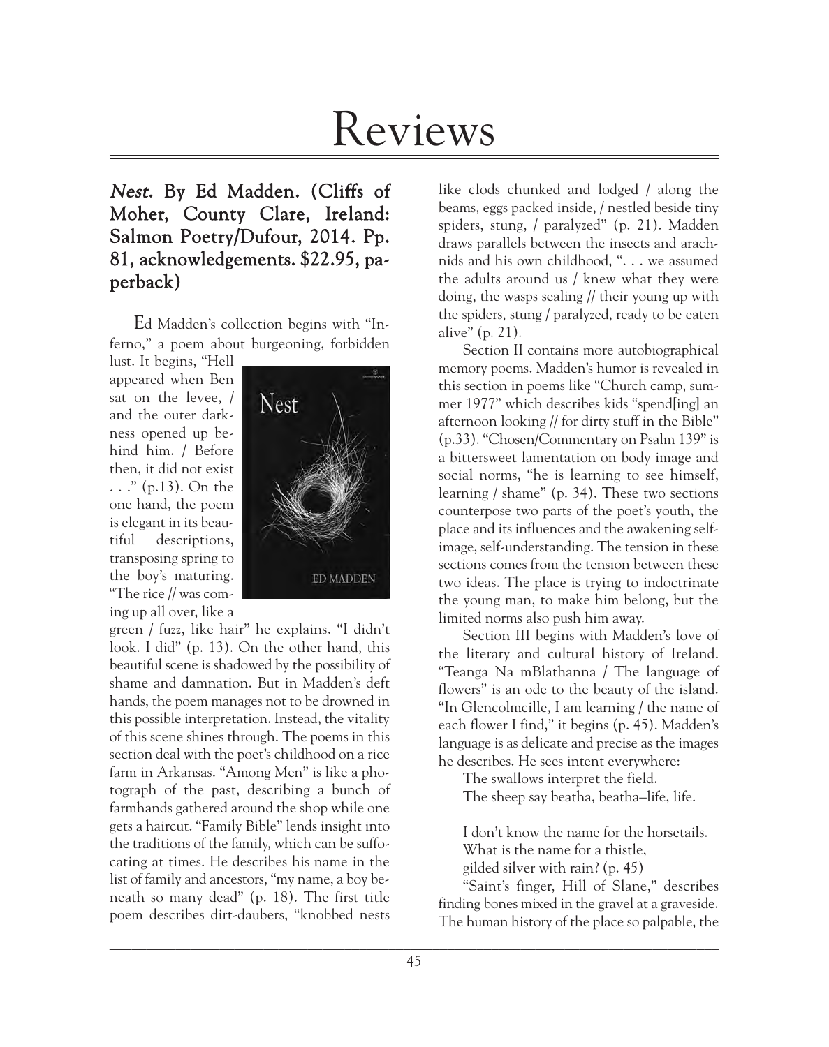# Reviews

## *Nest*. By Ed Madden. (Cliffs of Moher, County Clare, Ireland: Salmon Poetry/Dufour, 2014. Pp. 81, acknowledgements. $22.95, paperback)

Ed Madden's collection begins with "Inferno," a poem about burgeoning, forbidden lust. It begins, "Hell appeared when Ben sat on the levee, / and the outer darkness opened up behind him. / Before then, it did not exist . . ." (p.13). On the one hand, the poem is elegant in its beautiful descriptions, transposing spring to the boy's maturing. "The rice // was coming up all over, like a green / fuzz, like hair" he explains. "I didn't look. I did" (p. 13). On the other hand, this beautiful scene is shadowed by the possibility of shame and damnation. But in Madden's deft hands, the poem manages not to be drowned in this possible interpretation. Instead, the vitality of this scene shines through. The poems in this section deal with the poet's childhood on a rice farm in Arkansas. "Among Men" is like a photograph of the past, describing a bunch of farmhands gathered around the shop while one gets a haircut. "Family Bible" lends insight into the traditions of the family, which can be suffocating at times. He describes his name in the list of family and ancestors, "my name, a boy beneath so many dead" (p. 18). The first title poem describes dirt-daubers, "knobbed nests like clods chunked and lodged / along the beams, eggs packed inside, / nestled beside tiny spiders, stung, / paralyzed" (p. 21). Madden draws parallels between the insects and arachnids and his own childhood, ". . . we assumed the adults around us / knew what they were doing, the wasps sealing // their young up with the spiders, stung / paralyzed, ready to be eaten alive" (p. 21).

Section II contains more autobiographical memory poems. Madden's humor is revealed in this section in poems like "Church camp, summer 1977" which describes kids "spend[ing] an afternoon looking // for dirty stuff in the Bible" (p.33). "Chosen/Commentary on Psalm 139" is a bittersweet lamentation on body image and social norms, "he is learning to see himself, learning / shame" (p. 34). These two sections counterpose two parts of the poet's youth, the place and its influences and the awakening self-image, self-understanding. The tension in these sections comes from the tension between these two ideas. The place is trying to indoctrinate the young man, to make him belong, but the limited norms also push him away.

Section III begins with Madden's love of the literary and cultural history of Ireland. "Teanga Na mBlathanna / The language of flowers" is an ode to the beauty of the island. "In Glencolmcille, I am learning / the name of each flower I find," it begins (p. 45). Madden's language is as delicate and precise as the images he describes. He sees intent everywhere:

> The swallows interpret the field.
> The sheep say beatha, beatha–life, life.
>
> I don't know the name for the horsetails.
> What is the name for a thistle,
> gilded silver with rain? (p. 45)

"Saint's finger, Hill of Slane," describes finding bones mixed in the gravel at a graveside. The human history of the place so palpable, the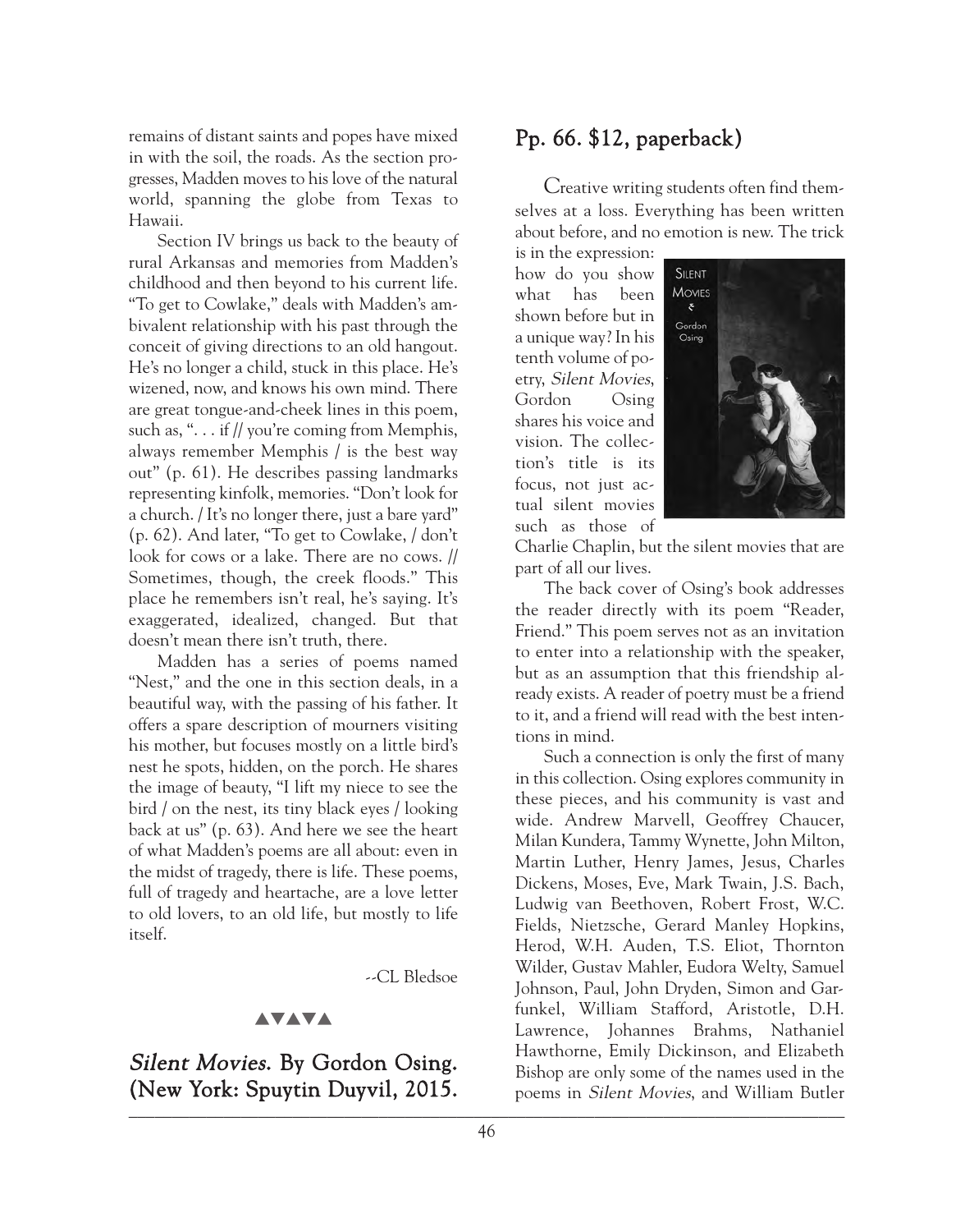remains of distant saints and popes have mixed in with the soil, the roads. As the section progresses, Madden moves to his love of the natural world, spanning the globe from Texas to Hawaii.

Section IV brings us back to the beauty of rural Arkansas and memories from Madden's childhood and then beyond to his current life. "To get to Cowlake," deals with Madden's ambivalent relationship with his past through the conceit of giving directions to an old hangout. He's no longer a child, stuck in this place. He's wizened, now, and knows his own mind. There are great tongue-and-cheek lines in this poem, such as, ". . . if // you're coming from Memphis, always remember Memphis / is the best way out" (p. 61). He describes passing landmarks representing kinfolk, memories. "Don't look for a church. / It's no longer there, just a bare yard" (p. 62). And later, "To get to Cowlake, / don't look for cows or a lake. There are no cows. // Sometimes, though, the creek floods." This place he remembers isn't real, he's saying. It's exaggerated, idealized, changed. But that doesn't mean there isn't truth, there.

Madden has a series of poems named "Nest," and the one in this section deals, in a beautiful way, with the passing of his father. It offers a spare description of mourners visiting his mother, but focuses mostly on a little bird's nest he spots, hidden, on the porch. He shares the image of beauty, "I lift my niece to see the bird / on the nest, its tiny black eyes / looking back at us" (p. 63). And here we see the heart of what Madden's poems are all about: even in the midst of tragedy, there is life. These poems, full of tragedy and heartache, are a love letter to old lovers, to an old life, but mostly to life itself.

--CL Bledsoe

▲▼▲▼▲

## *Silent Movies*. By Gordon Osing. (New York: Spuytin Duyvil, 2015. Pp. 66. $12, paperback)

Creative writing students often find themselves at a loss. Everything has been written about before, and no emotion is new. The trick is in the expression: how do you show what has been shown before but in a unique way? In his tenth volume of poetry, *Silent Movies*, Gordon Osing shares his voice and vision. The collection's title is its focus, not just actual silent movies such as those of Charlie Chaplin, but the silent movies that are part of all our lives.

The back cover of Osing's book addresses the reader directly with its poem "Reader, Friend." This poem serves not as an invitation to enter into a relationship with the speaker, but as an assumption that this friendship already exists. A reader of poetry must be a friend to it, and a friend will read with the best intentions in mind.

Such a connection is only the first of many in this collection. Osing explores community in these pieces, and his community is vast and wide. Andrew Marvell, Geoffrey Chaucer, Milan Kundera, Tammy Wynette, John Milton, Martin Luther, Henry James, Jesus, Charles Dickens, Moses, Eve, Mark Twain, J.S. Bach, Ludwig van Beethoven, Robert Frost, W.C. Fields, Nietzsche, Gerard Manley Hopkins, Herod, W.H. Auden, T.S. Eliot, Thornton Wilder, Gustav Mahler, Eudora Welty, Samuel Johnson, Paul, John Dryden, Simon and Garfunkel, William Stafford, Aristotle, D.H. Lawrence, Johannes Brahms, Nathaniel Hawthorne, Emily Dickinson, and Elizabeth Bishop are only some of the names used in the poems in *Silent Movies*, and William Butler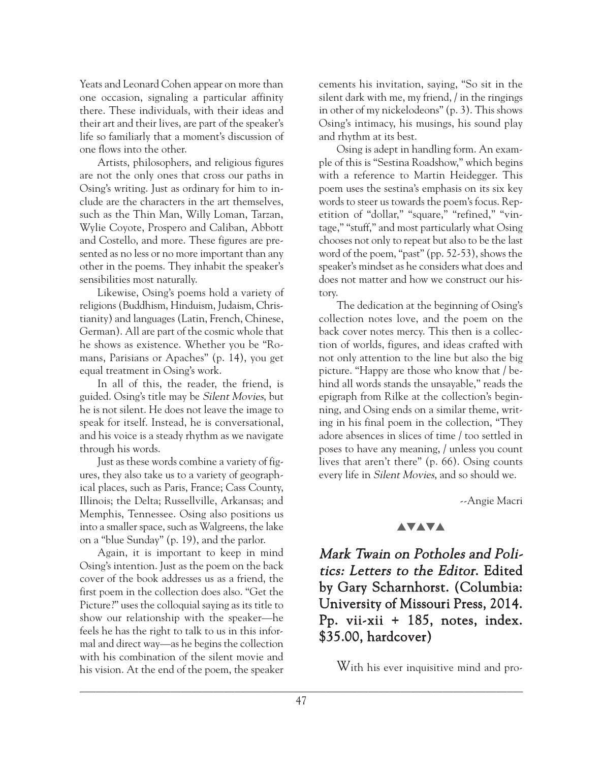Yeats and Leonard Cohen appear on more than one occasion, signaling a particular affinity there. These individuals, with their ideas and their art and their lives, are part of the speaker's life so familiarly that a moment's discussion of one flows into the other.

Artists, philosophers, and religious figures are not the only ones that cross our paths in Osing's writing. Just as ordinary for him to include are the characters in the art themselves, such as the Thin Man, Willy Loman, Tarzan, Wylie Coyote, Prospero and Caliban, Abbott and Costello, and more. These figures are presented as no less or no more important than any other in the poems. They inhabit the speaker's sensibilities most naturally.

Likewise, Osing's poems hold a variety of religions (Buddhism, Hinduism, Judaism, Christianity) and languages (Latin, French, Chinese, German). All are part of the cosmic whole that he shows as existence. Whether you be "Romans, Parisians or Apaches" (p. 14), you get equal treatment in Osing's work.

In all of this, the reader, the friend, is guided. Osing's title may be *Silent Movies*, but he is not silent. He does not leave the image to speak for itself. Instead, he is conversational, and his voice is a steady rhythm as we navigate through his words.

Just as these words combine a variety of figures, they also take us to a variety of geographical places, such as Paris, France; Cass County, Illinois; the Delta; Russellville, Arkansas; and Memphis, Tennessee. Osing also positions us into a smaller space, such as Walgreens, the lake on a "blue Sunday" (p. 19), and the parlor.

Again, it is important to keep in mind Osing's intention. Just as the poem on the back cover of the book addresses us as a friend, the first poem in the collection does also. "Get the Picture?" uses the colloquial saying as its title to show our relationship with the speaker—he feels he has the right to talk to us in this informal and direct way—as he begins the collection with his combination of the silent movie and his vision. At the end of the poem, the speaker cements his invitation, saying, "So sit in the silent dark with me, my friend, / in the ringings in other of my nickelodeons" (p. 3). This shows Osing's intimacy, his musings, his sound play and rhythm at its best.

Osing is adept in handling form. An example of this is "Sestina Roadshow," which begins with a reference to Martin Heidegger. This poem uses the sestina's emphasis on its six key words to steer us towards the poem's focus. Repetition of "dollar," "square," "refined," "vintage," "stuff," and most particularly what Osing chooses not only to repeat but also to be the last word of the poem, "past" (pp. 52-53), shows the speaker's mindset as he considers what does and does not matter and how we construct our history.

The dedication at the beginning of Osing's collection notes love, and the poem on the back cover notes mercy. This then is a collection of worlds, figures, and ideas crafted with not only attention to the line but also the big picture. "Happy are those who know that / behind all words stands the unsayable," reads the epigraph from Rilke at the collection's beginning, and Osing ends on a similar theme, writing in his final poem in the collection, "They adore absences in slices of time / too settled in poses to have any meaning, / unless you count lives that aren't there" (p. 66). Osing counts every life in *Silent Movies*, and so should we.

--Angie Macri

▲▼▲▼▲

## *Mark Twain on Potholes and Politics: Letters to the Editor*. Edited by Gary Scharnhorst. (Columbia: University of Missouri Press, 2014. Pp. vii-xii + 185, notes, index. $35.00, hardcover)

With his ever inquisitive mind and pro-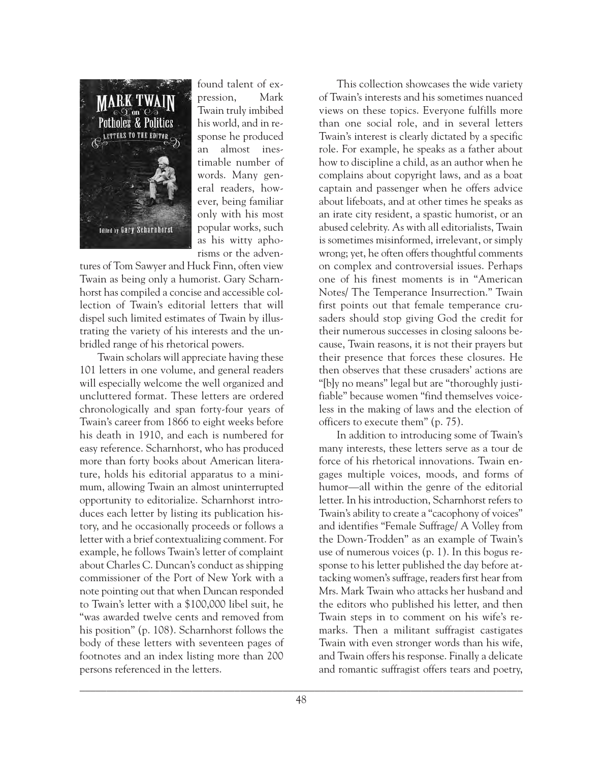found talent of expression, Mark Twain truly imbibed his world, and in response he produced an almost inestimable number of words. Many general readers, however, being familiar only with his most popular works, such as his witty aphorisms or the adventures of Tom Sawyer and Huck Finn, often view Twain as being only a humorist. Gary Scharnhorst has compiled a concise and accessible collection of Twain's editorial letters that will dispel such limited estimates of Twain by illustrating the variety of his interests and the unbridled range of his rhetorical powers.

Twain scholars will appreciate having these 101 letters in one volume, and general readers will especially welcome the well organized and uncluttered format. These letters are ordered chronologically and span forty-four years of Twain's career from 1866 to eight weeks before his death in 1910, and each is numbered for easy reference. Scharnhorst, who has produced more than forty books about American literature, holds his editorial apparatus to a minimum, allowing Twain an almost uninterrupted opportunity to editorialize. Scharnhorst introduces each letter by listing its publication history, and he occasionally proceeds or follows a letter with a brief contextualizing comment. For example, he follows Twain's letter of complaint about Charles C. Duncan's conduct as shipping commissioner of the Port of New York with a note pointing out that when Duncan responded to Twain's letter with a $100,000 libel suit, he "was awarded twelve cents and removed from his position" (p. 108). Scharnhorst follows the body of these letters with seventeen pages of footnotes and an index listing more than 200 persons referenced in the letters.

This collection showcases the wide variety of Twain's interests and his sometimes nuanced views on these topics. Everyone fulfills more than one social role, and in several letters Twain's interest is clearly dictated by a specific role. For example, he speaks as a father about how to discipline a child, as an author when he complains about copyright laws, and as a boat captain and passenger when he offers advice about lifeboats, and at other times he speaks as an irate city resident, a spastic humorist, or an abused celebrity. As with all editorialists, Twain is sometimes misinformed, irrelevant, or simply wrong; yet, he often offers thoughtful comments on complex and controversial issues. Perhaps one of his finest moments is in "American Notes/ The Temperance Insurrection." Twain first points out that female temperance crusaders should stop giving God the credit for their numerous successes in closing saloons because, Twain reasons, it is not their prayers but their presence that forces these closures. He then observes that these crusaders' actions are "[b]y no means" legal but are "thoroughly justifiable" because women "find themselves voiceless in the making of laws and the election of officers to execute them" (p. 75).

In addition to introducing some of Twain's many interests, these letters serve as a tour de force of his rhetorical innovations. Twain engages multiple voices, moods, and forms of humor—all within the genre of the editorial letter. In his introduction, Scharnhorst refers to Twain's ability to create a "cacophony of voices" and identifies "Female Suffrage/ A Volley from the Down-Trodden" as an example of Twain's use of numerous voices (p. 1). In this bogus response to his letter published the day before attacking women's suffrage, readers first hear from Mrs. Mark Twain who attacks her husband and the editors who published his letter, and then Twain steps in to comment on his wife's remarks. Then a militant suffragist castigates Twain with even stronger words than his wife, and Twain offers his response. Finally a delicate and romantic suffragist offers tears and poetry,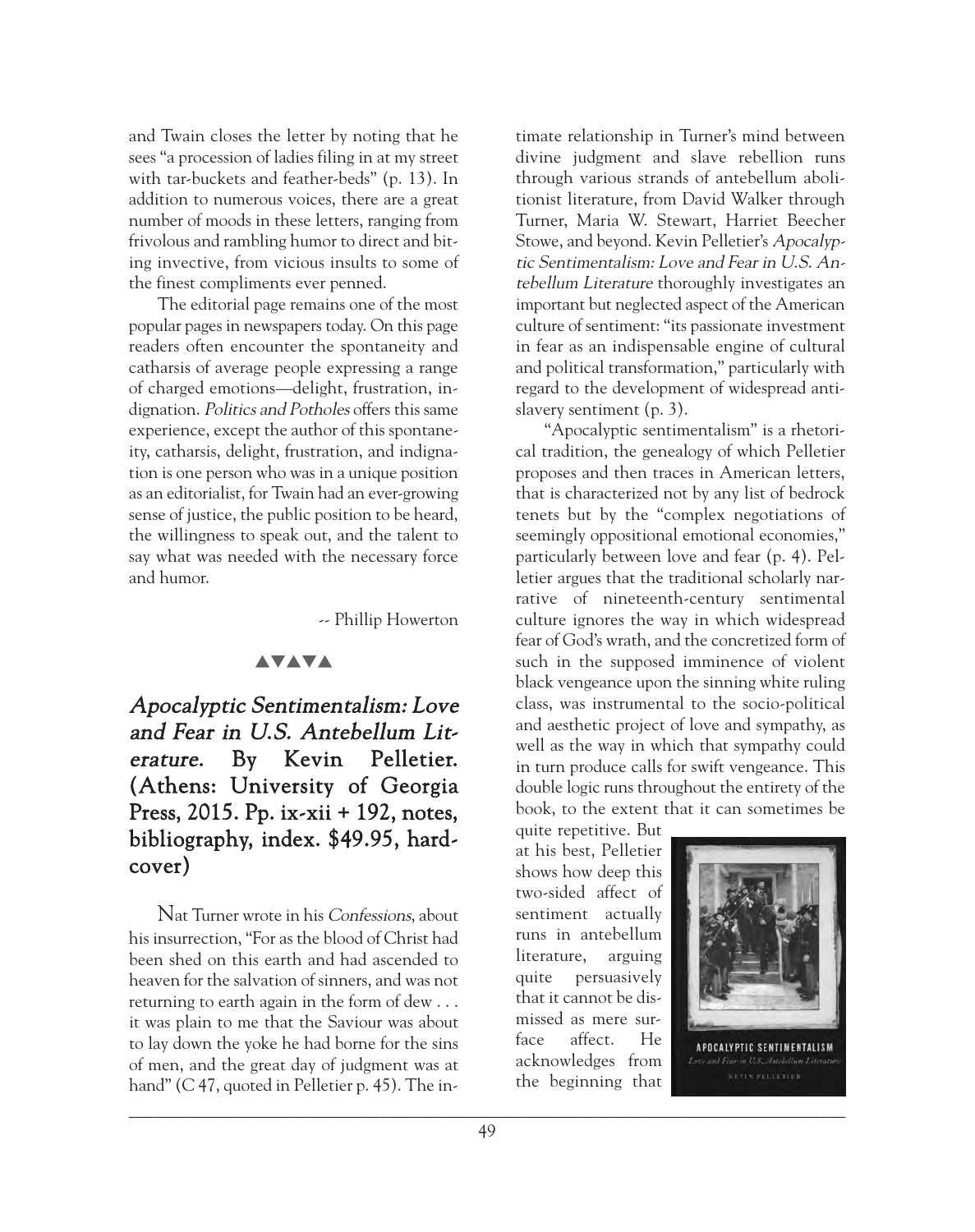and Twain closes the letter by noting that he sees "a procession of ladies filing in at my street with tar-buckets and feather-beds" (p. 13). In addition to numerous voices, there are a great number of moods in these letters, ranging from frivolous and rambling humor to direct and biting invective, from vicious insults to some of the finest compliments ever penned.

The editorial page remains one of the most popular pages in newspapers today. On this page readers often encounter the spontaneity and catharsis of average people expressing a range of charged emotions—delight, frustration, indignation. *Politics and Potholes* offers this same experience, except the author of this spontaneity, catharsis, delight, frustration, and indignation is one person who was in a unique position as an editorialist, for Twain had an ever-growing sense of justice, the public position to be heard, the willingness to speak out, and the talent to say what was needed with the necessary force and humor.

-- Phillip Howerton

▲▼▲▼▲

## *Apocalyptic Sentimentalism: Love and Fear in U.S. Antebellum Literature*. By Kevin Pelletier. (Athens: University of Georgia Press, 2015. Pp. ix-xii + 192, notes, bibliography, index. $49.95, hardcover)

Nat Turner wrote in his *Confessions*, about his insurrection, "For as the blood of Christ had been shed on this earth and had ascended to heaven for the salvation of sinners, and was not returning to earth again in the form of dew . . . it was plain to me that the Saviour was about to lay down the yoke he had borne for the sins of men, and the great day of judgment was at hand" (C 47, quoted in Pelletier p. 45). The intimate relationship in Turner's mind between divine judgment and slave rebellion runs through various strands of antebellum abolitionist literature, from David Walker through Turner, Maria W. Stewart, Harriet Beecher Stowe, and beyond. Kevin Pelletier's *Apocalyptic Sentimentalism: Love and Fear in U.S. Antebellum Literature* thoroughly investigates an important but neglected aspect of the American culture of sentiment: "its passionate investment in fear as an indispensable engine of cultural and political transformation," particularly with regard to the development of widespread antislavery sentiment (p. 3).

"Apocalyptic sentimentalism" is a rhetorical tradition, the genealogy of which Pelletier proposes and then traces in American letters, that is characterized not by any list of bedrock tenets but by the "complex negotiations of seemingly oppositional emotional economies," particularly between love and fear (p. 4). Pelletier argues that the traditional scholarly narrative of nineteenth-century sentimental culture ignores the way in which widespread fear of God's wrath, and the concretized form of such in the supposed imminence of violent black vengeance upon the sinning white ruling class, was instrumental to the socio-political and aesthetic project of love and sympathy, as well as the way in which that sympathy could in turn produce calls for swift vengeance. This double logic runs throughout the entirety of the book, to the extent that it can sometimes be quite repetitive. But at his best, Pelletier shows how deep this two-sided affect of sentiment actually runs in antebellum literature, arguing quite persuasively that it cannot be dismissed as mere surface affect. He acknowledges from the beginning that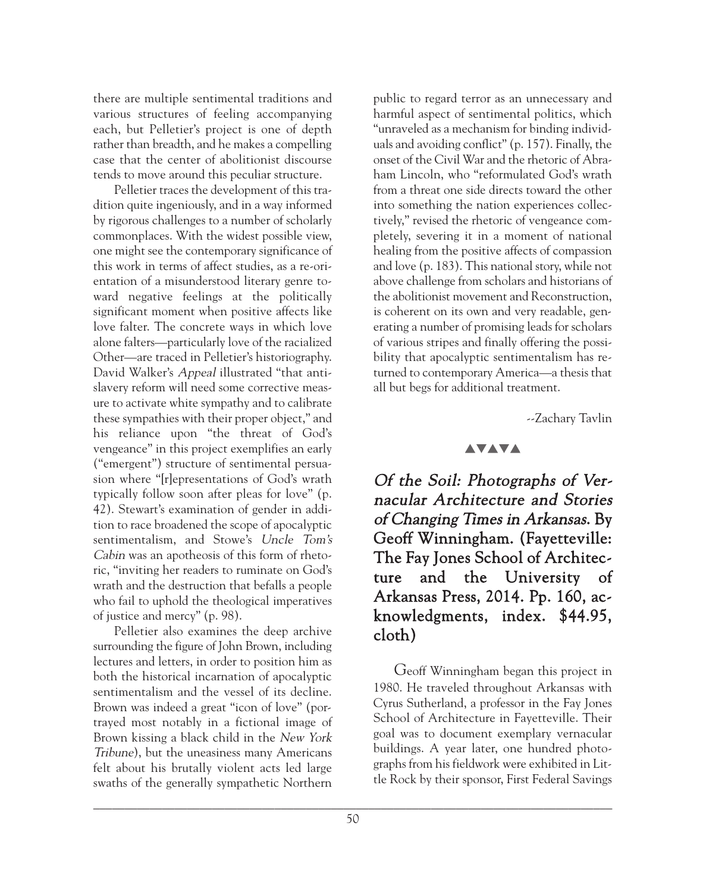there are multiple sentimental traditions and various structures of feeling accompanying each, but Pelletier's project is one of depth rather than breadth, and he makes a compelling case that the center of abolitionist discourse tends to move around this peculiar structure.

Pelletier traces the development of this tradition quite ingeniously, and in a way informed by rigorous challenges to a number of scholarly commonplaces. With the widest possible view, one might see the contemporary significance of this work in terms of affect studies, as a re-orientation of a misunderstood literary genre toward negative feelings at the politically significant moment when positive affects like love falter. The concrete ways in which love alone falters—particularly love of the racialized Other—are traced in Pelletier's historiography. David Walker's *Appeal* illustrated "that antislavery reform will need some corrective measure to activate white sympathy and to calibrate these sympathies with their proper object," and his reliance upon "the threat of God's vengeance" in this project exemplifies an early ("emergent") structure of sentimental persuasion where "[r]epresentations of God's wrath typically follow soon after pleas for love" (p. 42). Stewart's examination of gender in addition to race broadened the scope of apocalyptic sentimentalism, and Stowe's *Uncle Tom's Cabin* was an apotheosis of this form of rhetoric, "inviting her readers to ruminate on God's wrath and the destruction that befalls a people who fail to uphold the theological imperatives of justice and mercy" (p. 98).

Pelletier also examines the deep archive surrounding the figure of John Brown, including lectures and letters, in order to position him as both the historical incarnation of apocalyptic sentimentalism and the vessel of its decline. Brown was indeed a great "icon of love" (portrayed most notably in a fictional image of Brown kissing a black child in the *New York Tribune*), but the uneasiness many Americans felt about his brutally violent acts led large swaths of the generally sympathetic Northern public to regard terror as an unnecessary and harmful aspect of sentimental politics, which "unraveled as a mechanism for binding individuals and avoiding conflict" (p. 157). Finally, the onset of the Civil War and the rhetoric of Abraham Lincoln, who "reformulated God's wrath from a threat one side directs toward the other into something the nation experiences collectively," revised the rhetoric of vengeance completely, severing it in a moment of national healing from the positive affects of compassion and love (p. 183). This national story, while not above challenge from scholars and historians of the abolitionist movement and Reconstruction, is coherent on its own and very readable, generating a number of promising leads for scholars of various stripes and finally offering the possibility that apocalyptic sentimentalism has returned to contemporary America—a thesis that all but begs for additional treatment.

--Zachary Tavlin

▲▼▲▼▲

## *Of the Soil: Photographs of Vernacular Architecture and Stories of Changing Times in Arkansas.* By Geoff Winningham. (Fayetteville: The Fay Jones School of Architecture and the University of Arkansas Press, 2014. Pp. 160, acknowledgments, index. $44.95, cloth)

Geoff Winningham began this project in 1980. He traveled throughout Arkansas with Cyrus Sutherland, a professor in the Fay Jones School of Architecture in Fayetteville. Their goal was to document exemplary vernacular buildings. A year later, one hundred photographs from his fieldwork were exhibited in Little Rock by their sponsor, First Federal Savings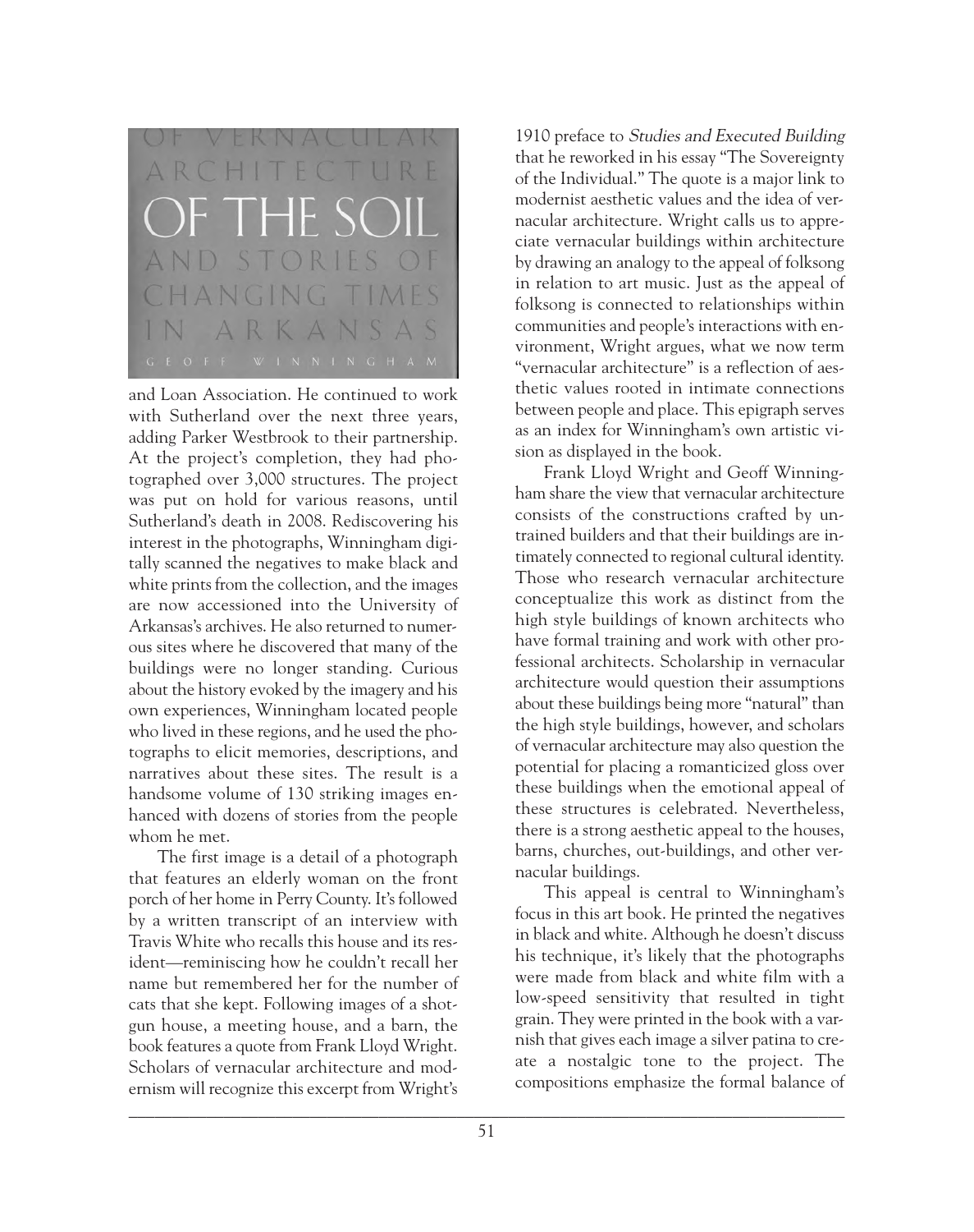OF VERNACULAR ARCHITECTURE

OF THE SOIL

AND STORIES OF CHANGING TIMES IN ARKANSAS

GEOFF WINNINGHAM

and Loan Association. He continued to work with Sutherland over the next three years, adding Parker Westbrook to their partnership. At the project's completion, they had photographed over 3,000 structures. The project was put on hold for various reasons, until Sutherland's death in 2008. Rediscovering his interest in the photographs, Winningham digitally scanned the negatives to make black and white prints from the collection, and the images are now accessioned into the University of Arkansas's archives. He also returned to numerous sites where he discovered that many of the buildings were no longer standing. Curious about the history evoked by the imagery and his own experiences, Winningham located people who lived in these regions, and he used the photographs to elicit memories, descriptions, and narratives about these sites. The result is a handsome volume of 130 striking images enhanced with dozens of stories from the people whom he met.

The first image is a detail of a photograph that features an elderly woman on the front porch of her home in Perry County. It's followed by a written transcript of an interview with Travis White who recalls this house and its resident—reminiscing how he couldn't recall her name but remembered her for the number of cats that she kept. Following images of a shotgun house, a meeting house, and a barn, the book features a quote from Frank Lloyd Wright. Scholars of vernacular architecture and modernism will recognize this excerpt from Wright's 1910 preface to *Studies and Executed Building* that he reworked in his essay "The Sovereignty of the Individual." The quote is a major link to modernist aesthetic values and the idea of vernacular architecture. Wright calls us to appreciate vernacular buildings within architecture by drawing an analogy to the appeal of folksong in relation to art music. Just as the appeal of folksong is connected to relationships within communities and people's interactions with environment, Wright argues, what we now term "vernacular architecture" is a reflection of aesthetic values rooted in intimate connections between people and place. This epigraph serves as an index for Winningham's own artistic vision as displayed in the book.

Frank Lloyd Wright and Geoff Winningham share the view that vernacular architecture consists of the constructions crafted by untrained builders and that their buildings are intimately connected to regional cultural identity. Those who research vernacular architecture conceptualize this work as distinct from the high style buildings of known architects who have formal training and work with other professional architects. Scholarship in vernacular architecture would question their assumptions about these buildings being more "natural" than the high style buildings, however, and scholars of vernacular architecture may also question the potential for placing a romanticized gloss over these buildings when the emotional appeal of these structures is celebrated. Nevertheless, there is a strong aesthetic appeal to the houses, barns, churches, out-buildings, and other vernacular buildings.

This appeal is central to Winningham's focus in this art book. He printed the negatives in black and white. Although he doesn't discuss his technique, it's likely that the photographs were made from black and white film with a low-speed sensitivity that resulted in tight grain. They were printed in the book with a varnish that gives each image a silver patina to create a nostalgic tone to the project. The compositions emphasize the formal balance of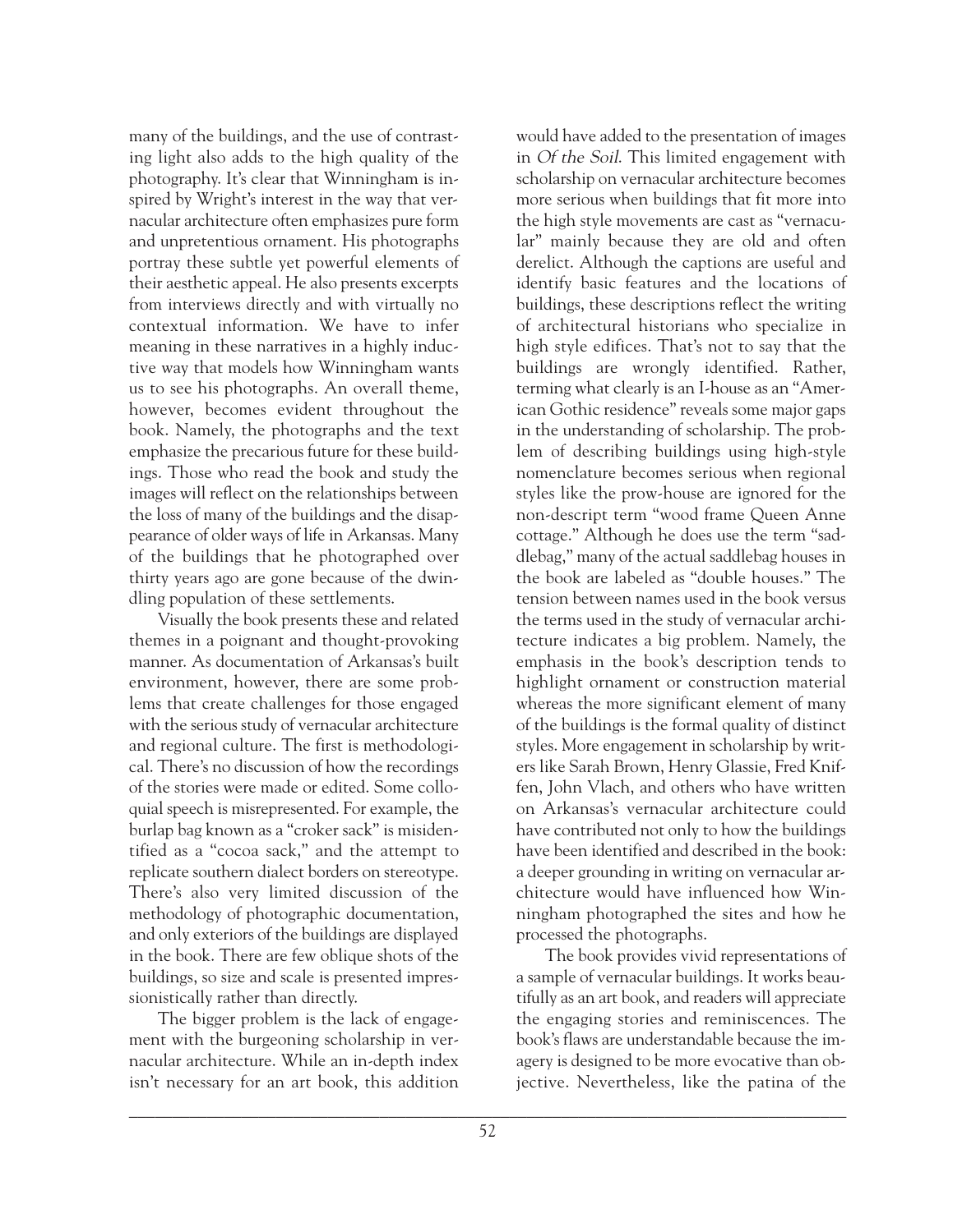many of the buildings, and the use of contrasting light also adds to the high quality of the photography. It's clear that Winningham is inspired by Wright's interest in the way that vernacular architecture often emphasizes pure form and unpretentious ornament. His photographs portray these subtle yet powerful elements of their aesthetic appeal. He also presents excerpts from interviews directly and with virtually no contextual information. We have to infer meaning in these narratives in a highly inductive way that models how Winningham wants us to see his photographs. An overall theme, however, becomes evident throughout the book. Namely, the photographs and the text emphasize the precarious future for these buildings. Those who read the book and study the images will reflect on the relationships between the loss of many of the buildings and the disappearance of older ways of life in Arkansas. Many of the buildings that he photographed over thirty years ago are gone because of the dwindling population of these settlements.

Visually the book presents these and related themes in a poignant and thought-provoking manner. As documentation of Arkansas's built environment, however, there are some problems that create challenges for those engaged with the serious study of vernacular architecture and regional culture. The first is methodological. There's no discussion of how the recordings of the stories were made or edited. Some colloquial speech is misrepresented. For example, the burlap bag known as a "croker sack" is misidentified as a "cocoa sack," and the attempt to replicate southern dialect borders on stereotype. There's also very limited discussion of the methodology of photographic documentation, and only exteriors of the buildings are displayed in the book. There are few oblique shots of the buildings, so size and scale is presented impressionistically rather than directly.

The bigger problem is the lack of engagement with the burgeoning scholarship in vernacular architecture. While an in-depth index isn't necessary for an art book, this addition would have added to the presentation of images in *Of the Soil*. This limited engagement with scholarship on vernacular architecture becomes more serious when buildings that fit more into the high style movements are cast as "vernacular" mainly because they are old and often derelict. Although the captions are useful and identify basic features and the locations of buildings, these descriptions reflect the writing of architectural historians who specialize in high style edifices. That's not to say that the buildings are wrongly identified. Rather, terming what clearly is an I-house as an "American Gothic residence" reveals some major gaps in the understanding of scholarship. The problem of describing buildings using high-style nomenclature becomes serious when regional styles like the prow-house are ignored for the non-descript term "wood frame Queen Anne cottage." Although he does use the term "saddlebag," many of the actual saddlebag houses in the book are labeled as "double houses." The tension between names used in the book versus the terms used in the study of vernacular architecture indicates a big problem. Namely, the emphasis in the book's description tends to highlight ornament or construction material whereas the more significant element of many of the buildings is the formal quality of distinct styles. More engagement in scholarship by writers like Sarah Brown, Henry Glassie, Fred Kniffen, John Vlach, and others who have written on Arkansas's vernacular architecture could have contributed not only to how the buildings have been identified and described in the book: a deeper grounding in writing on vernacular architecture would have influenced how Winningham photographed the sites and how he processed the photographs.

The book provides vivid representations of a sample of vernacular buildings. It works beautifully as an art book, and readers will appreciate the engaging stories and reminiscences. The book's flaws are understandable because the imagery is designed to be more evocative than objective. Nevertheless, like the patina of the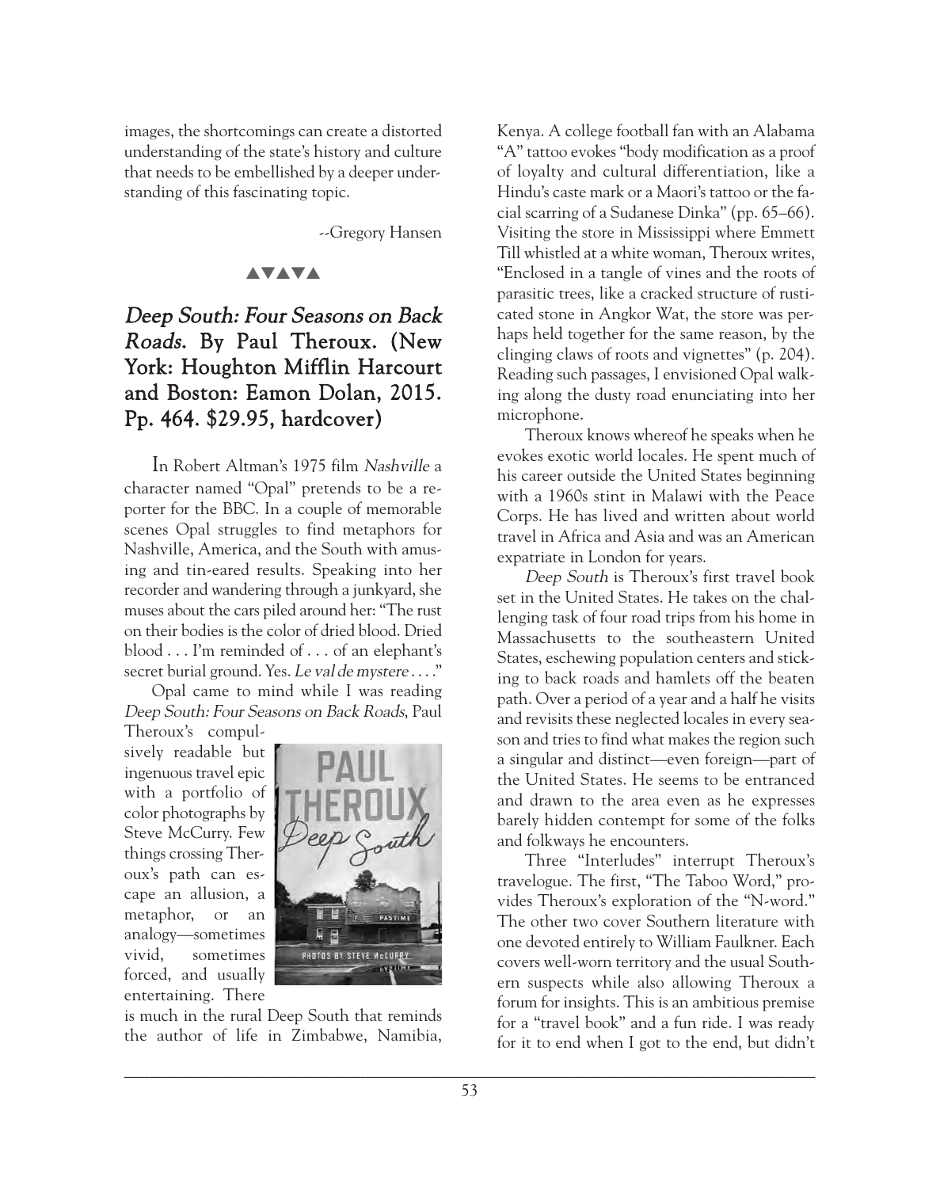images, the shortcomings can create a distorted understanding of the state's history and culture that needs to be embellished by a deeper understanding of this fascinating topic.

--Gregory Hansen

▲▼▲▼▲

## *Deep South: Four Seasons on Back Roads.* By Paul Theroux. (New York: Houghton Mifflin Harcourt and Boston: Eamon Dolan, 2015. Pp. 464. $29.95, hardcover)

In Robert Altman's 1975 film *Nashville* a character named "Opal" pretends to be a reporter for the BBC. In a couple of memorable scenes Opal struggles to find metaphors for Nashville, America, and the South with amusing and tin-eared results. Speaking into her recorder and wandering through a junkyard, she muses about the cars piled around her: "The rust on their bodies is the color of dried blood. Dried blood . . . I'm reminded of . . . of an elephant's secret burial ground. Yes. *Le val de mystere* . . . ."

Opal came to mind while I was reading *Deep South: Four Seasons on Back Roads*, Paul Theroux's compulsively readable but ingenuous travel epic with a portfolio of color photographs by Steve McCurry. Few things crossing Theroux's path can escape an allusion, a metaphor, or an analogy—sometimes vivid, sometimes forced, and usually entertaining. There is much in the rural Deep South that reminds the author of life in Zimbabwe, Namibia, Kenya. A college football fan with an Alabama "A" tattoo evokes "body modification as a proof of loyalty and cultural differentiation, like a Hindu's caste mark or a Maori's tattoo or the facial scarring of a Sudanese Dinka" (pp. 65–66). Visiting the store in Mississippi where Emmett Till whistled at a white woman, Theroux writes, "Enclosed in a tangle of vines and the roots of parasitic trees, like a cracked structure of rusticated stone in Angkor Wat, the store was perhaps held together for the same reason, by the clinging claws of roots and vignettes" (p. 204). Reading such passages, I envisioned Opal walking along the dusty road enunciating into her microphone.

Theroux knows whereof he speaks when he evokes exotic world locales. He spent much of his career outside the United States beginning with a 1960s stint in Malawi with the Peace Corps. He has lived and written about world travel in Africa and Asia and was an American expatriate in London for years.

*Deep South* is Theroux's first travel book set in the United States. He takes on the challenging task of four road trips from his home in Massachusetts to the southeastern United States, eschewing population centers and sticking to back roads and hamlets off the beaten path. Over a period of a year and a half he visits and revisits these neglected locales in every season and tries to find what makes the region such a singular and distinct—even foreign—part of the United States. He seems to be entranced and drawn to the area even as he expresses barely hidden contempt for some of the folks and folkways he encounters.

Three "Interludes" interrupt Theroux's travelogue. The first, "The Taboo Word," provides Theroux's exploration of the "N-word." The other two cover Southern literature with one devoted entirely to William Faulkner. Each covers well-worn territory and the usual Southern suspects while also allowing Theroux a forum for insights. This is an ambitious premise for a "travel book" and a fun ride. I was ready for it to end when I got to the end, but didn't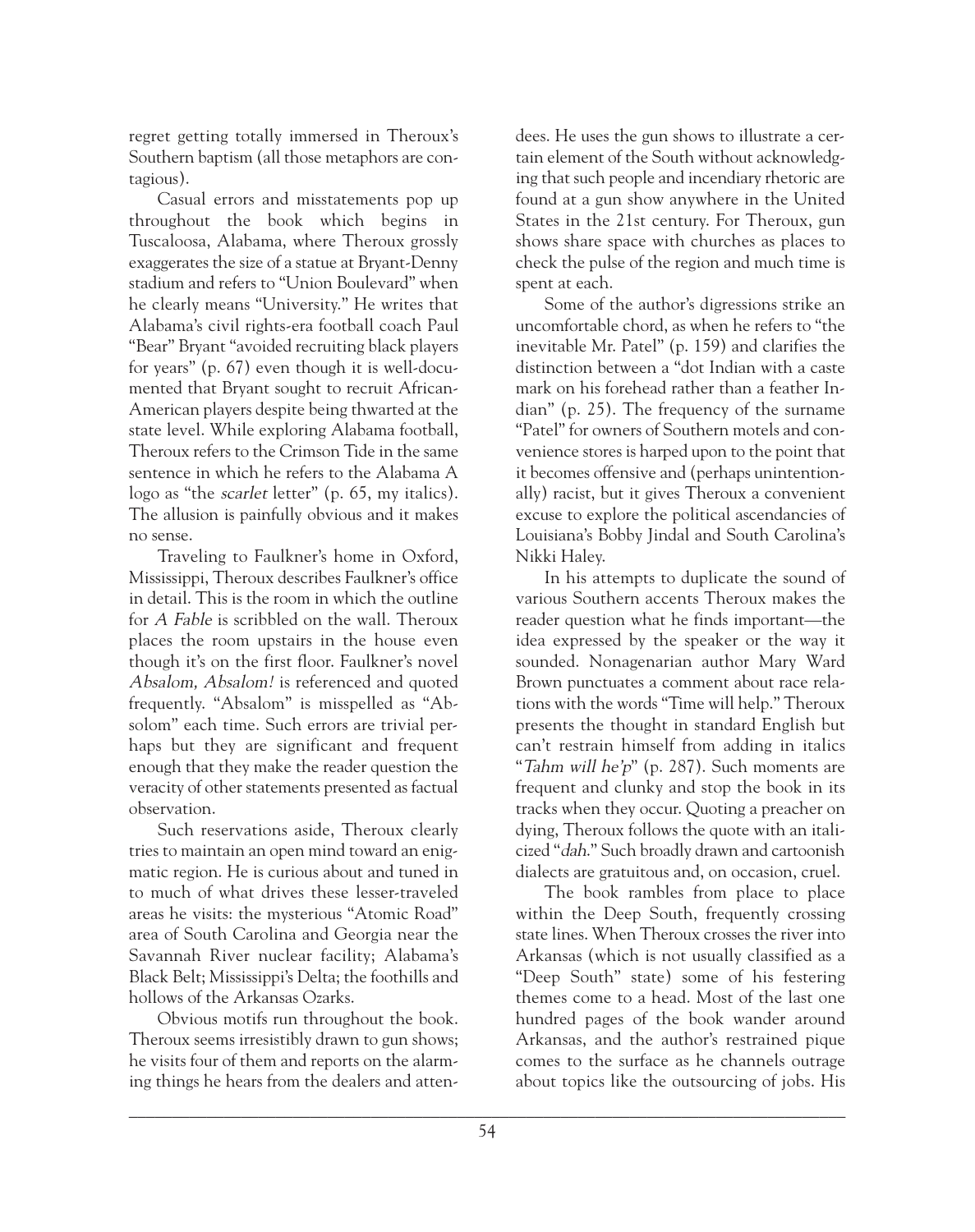regret getting totally immersed in Theroux's Southern baptism (all those metaphors are contagious).

Casual errors and misstatements pop up throughout the book which begins in Tuscaloosa, Alabama, where Theroux grossly exaggerates the size of a statue at Bryant-Denny stadium and refers to "Union Boulevard" when he clearly means "University." He writes that Alabama's civil rights-era football coach Paul "Bear" Bryant "avoided recruiting black players for years" (p. 67) even though it is well-documented that Bryant sought to recruit African-American players despite being thwarted at the state level. While exploring Alabama football, Theroux refers to the Crimson Tide in the same sentence in which he refers to the Alabama A logo as "the *scarlet* letter" (p. 65, my italics). The allusion is painfully obvious and it makes no sense.

Traveling to Faulkner's home in Oxford, Mississippi, Theroux describes Faulkner's office in detail. This is the room in which the outline for *A Fable* is scribbled on the wall. Theroux places the room upstairs in the house even though it's on the first floor. Faulkner's novel *Absalom, Absalom!* is referenced and quoted frequently. "Absalom" is misspelled as "Absolom" each time. Such errors are trivial perhaps but they are significant and frequent enough that they make the reader question the veracity of other statements presented as factual observation.

Such reservations aside, Theroux clearly tries to maintain an open mind toward an enigmatic region. He is curious about and tuned in to much of what drives these lesser-traveled areas he visits: the mysterious "Atomic Road" area of South Carolina and Georgia near the Savannah River nuclear facility; Alabama's Black Belt; Mississippi's Delta; the foothills and hollows of the Arkansas Ozarks.

Obvious motifs run throughout the book. Theroux seems irresistibly drawn to gun shows; he visits four of them and reports on the alarming things he hears from the dealers and attendees. He uses the gun shows to illustrate a certain element of the South without acknowledging that such people and incendiary rhetoric are found at a gun show anywhere in the United States in the 21st century. For Theroux, gun shows share space with churches as places to check the pulse of the region and much time is spent at each.

Some of the author's digressions strike an uncomfortable chord, as when he refers to "the inevitable Mr. Patel" (p. 159) and clarifies the distinction between a "dot Indian with a caste mark on his forehead rather than a feather Indian" (p. 25). The frequency of the surname "Patel" for owners of Southern motels and convenience stores is harped upon to the point that it becomes offensive and (perhaps unintentionally) racist, but it gives Theroux a convenient excuse to explore the political ascendancies of Louisiana's Bobby Jindal and South Carolina's Nikki Haley.

In his attempts to duplicate the sound of various Southern accents Theroux makes the reader question what he finds important—the idea expressed by the speaker or the way it sounded. Nonagenarian author Mary Ward Brown punctuates a comment about race relations with the words "Time will help." Theroux presents the thought in standard English but can't restrain himself from adding in italics "*Tahm will he'p*" (p. 287). Such moments are frequent and clunky and stop the book in its tracks when they occur. Quoting a preacher on dying, Theroux follows the quote with an italicized "*dah*." Such broadly drawn and cartoonish dialects are gratuitous and, on occasion, cruel.

The book rambles from place to place within the Deep South, frequently crossing state lines. When Theroux crosses the river into Arkansas (which is not usually classified as a "Deep South" state) some of his festering themes come to a head. Most of the last one hundred pages of the book wander around Arkansas, and the author's restrained pique comes to the surface as he channels outrage about topics like the outsourcing of jobs. His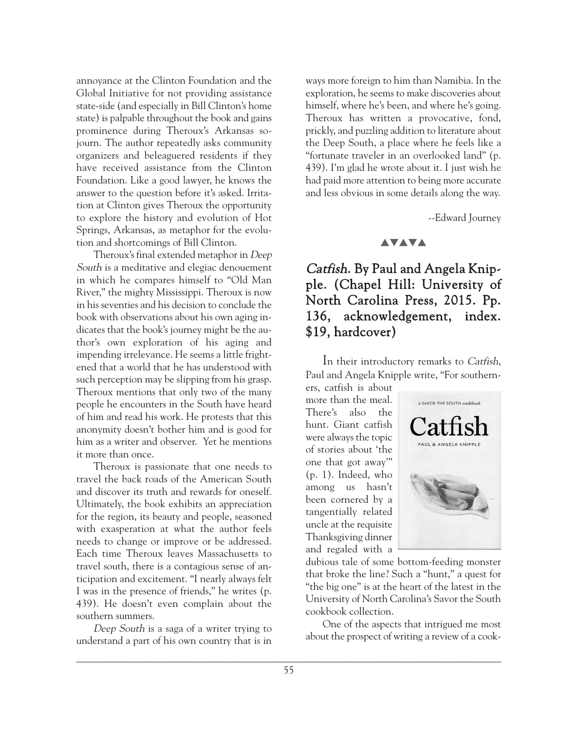annoyance at the Clinton Foundation and the Global Initiative for not providing assistance state-side (and especially in Bill Clinton's home state) is palpable throughout the book and gains prominence during Theroux's Arkansas sojourn. The author repeatedly asks community organizers and beleaguered residents if they have received assistance from the Clinton Foundation. Like a good lawyer, he knows the answer to the question before it's asked. Irritation at Clinton gives Theroux the opportunity to explore the history and evolution of Hot Springs, Arkansas, as metaphor for the evolution and shortcomings of Bill Clinton.

Theroux's final extended metaphor in *Deep South* is a meditative and elegiac denouement in which he compares himself to "Old Man River," the mighty Mississippi. Theroux is now in his seventies and his decision to conclude the book with observations about his own aging indicates that the book's journey might be the author's own exploration of his aging and impending irrelevance. He seems a little frightened that a world that he has understood with such perception may be slipping from his grasp. Theroux mentions that only two of the many people he encounters in the South have heard of him and read his work. He protests that this anonymity doesn't bother him and is good for him as a writer and observer. Yet he mentions it more than once.

Theroux is passionate that one needs to travel the back roads of the American South and discover its truth and rewards for oneself. Ultimately, the book exhibits an appreciation for the region, its beauty and people, seasoned with exasperation at what the author feels needs to change or improve or be addressed. Each time Theroux leaves Massachusetts to travel south, there is a contagious sense of anticipation and excitement. "I nearly always felt I was in the presence of friends," he writes (p. 439). He doesn't even complain about the southern summers.

*Deep South* is a saga of a writer trying to understand a part of his own country that is in ways more foreign to him than Namibia. In the exploration, he seems to make discoveries about himself, where he's been, and where he's going. Theroux has written a provocative, fond, prickly, and puzzling addition to literature about the Deep South, a place where he feels like a "fortunate traveler in an overlooked land" (p. 439). I'm glad he wrote about it. I just wish he had paid more attention to being more accurate and less obvious in some details along the way.

--Edward Journey

▲▼▲▼▲

## *Catfish*. By Paul and Angela Knipple. (Chapel Hill: University of North Carolina Press, 2015. Pp. 136, acknowledgement, index. $19, hardcover)

In their introductory remarks to *Catfish*, Paul and Angela Knipple write, "For southerners, catfish is about more than the meal. There's also the hunt. Giant catfish were always the topic of stories about 'the one that got away'" (p. 1). Indeed, who among us hasn't been cornered by a tangentially related uncle at the requisite Thanksgiving dinner and regaled with a dubious tale of some bottom-feeding monster that broke the line? Such a "hunt," a quest for "the big one" is at the heart of the latest in the University of North Carolina's Savor the South cookbook collection.

One of the aspects that intrigued me most about the prospect of writing a review of a cook-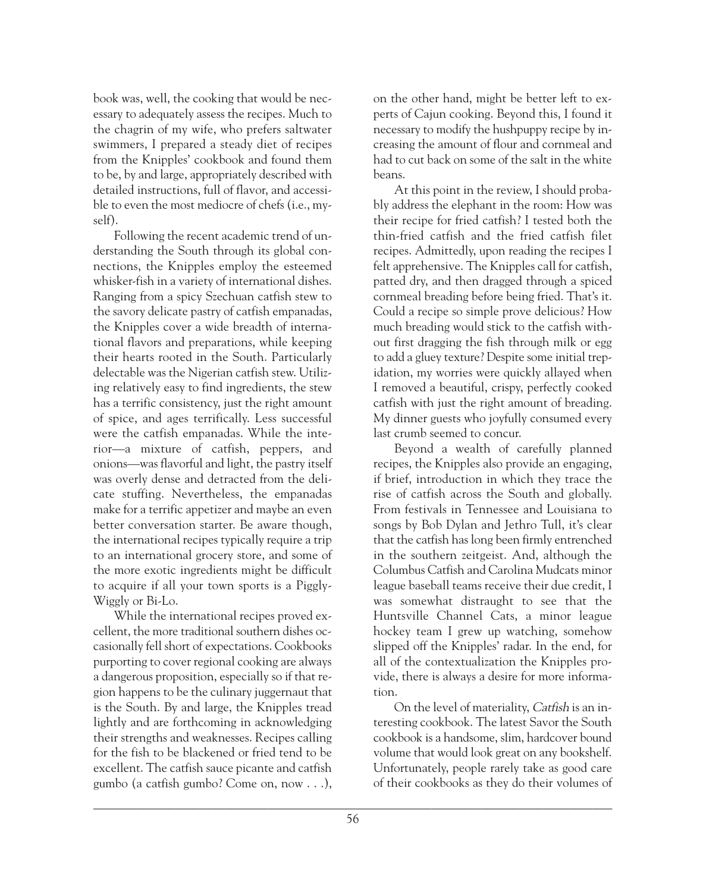book was, well, the cooking that would be necessary to adequately assess the recipes. Much to the chagrin of my wife, who prefers saltwater swimmers, I prepared a steady diet of recipes from the Knipples' cookbook and found them to be, by and large, appropriately described with detailed instructions, full of flavor, and accessible to even the most mediocre of chefs (i.e., myself).

Following the recent academic trend of understanding the South through its global connections, the Knipples employ the esteemed whisker-fish in a variety of international dishes. Ranging from a spicy Szechuan catfish stew to the savory delicate pastry of catfish empanadas, the Knipples cover a wide breadth of international flavors and preparations, while keeping their hearts rooted in the South. Particularly delectable was the Nigerian catfish stew. Utilizing relatively easy to find ingredients, the stew has a terrific consistency, just the right amount of spice, and ages terrifically. Less successful were the catfish empanadas. While the interior—a mixture of catfish, peppers, and onions—was flavorful and light, the pastry itself was overly dense and detracted from the delicate stuffing. Nevertheless, the empanadas make for a terrific appetizer and maybe an even better conversation starter. Be aware though, the international recipes typically require a trip to an international grocery store, and some of the more exotic ingredients might be difficult to acquire if all your town sports is a Piggly-Wiggly or Bi-Lo.

While the international recipes proved excellent, the more traditional southern dishes occasionally fell short of expectations. Cookbooks purporting to cover regional cooking are always a dangerous proposition, especially so if that region happens to be the culinary juggernaut that is the South. By and large, the Knipples tread lightly and are forthcoming in acknowledging their strengths and weaknesses. Recipes calling for the fish to be blackened or fried tend to be excellent. The catfish sauce picante and catfish gumbo (a catfish gumbo? Come on, now . . .), on the other hand, might be better left to experts of Cajun cooking. Beyond this, I found it necessary to modify the hushpuppy recipe by increasing the amount of flour and cornmeal and had to cut back on some of the salt in the white beans.

At this point in the review, I should probably address the elephant in the room: How was their recipe for fried catfish? I tested both the thin-fried catfish and the fried catfish filet recipes. Admittedly, upon reading the recipes I felt apprehensive. The Knipples call for catfish, patted dry, and then dragged through a spiced cornmeal breading before being fried. That's it. Could a recipe so simple prove delicious? How much breading would stick to the catfish without first dragging the fish through milk or egg to add a gluey texture? Despite some initial trepidation, my worries were quickly allayed when I removed a beautiful, crispy, perfectly cooked catfish with just the right amount of breading. My dinner guests who joyfully consumed every last crumb seemed to concur.

Beyond a wealth of carefully planned recipes, the Knipples also provide an engaging, if brief, introduction in which they trace the rise of catfish across the South and globally. From festivals in Tennessee and Louisiana to songs by Bob Dylan and Jethro Tull, it's clear that the catfish has long been firmly entrenched in the southern zeitgeist. And, although the Columbus Catfish and Carolina Mudcats minor league baseball teams receive their due credit, I was somewhat distraught to see that the Huntsville Channel Cats, a minor league hockey team I grew up watching, somehow slipped off the Knipples' radar. In the end, for all of the contextualization the Knipples provide, there is always a desire for more information.

On the level of materiality, *Catfish* is an interesting cookbook. The latest Savor the South cookbook is a handsome, slim, hardcover bound volume that would look great on any bookshelf. Unfortunately, people rarely take as good care of their cookbooks as they do their volumes of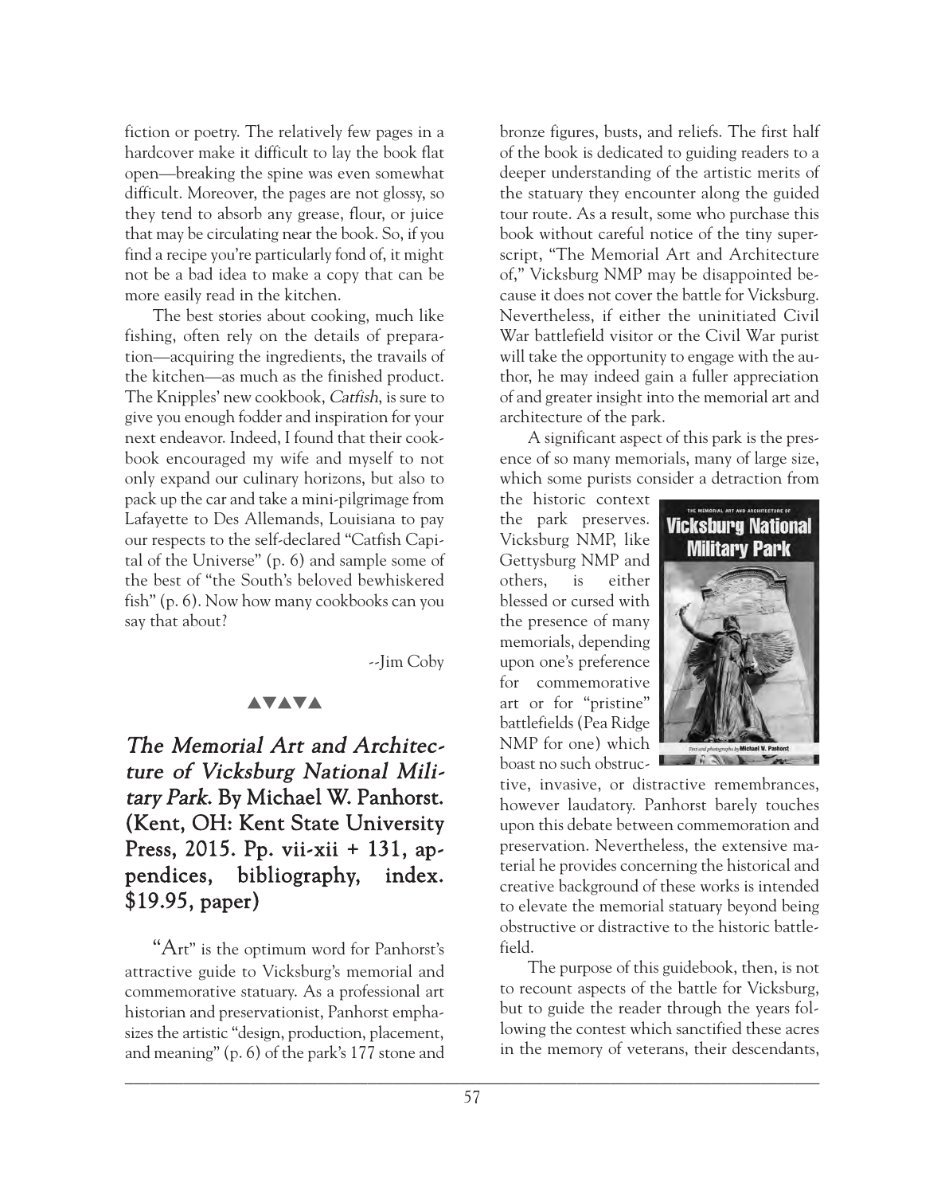fiction or poetry. The relatively few pages in a hardcover make it difficult to lay the book flat open—breaking the spine was even somewhat difficult. Moreover, the pages are not glossy, so they tend to absorb any grease, flour, or juice that may be circulating near the book. So, if you find a recipe you're particularly fond of, it might not be a bad idea to make a copy that can be more easily read in the kitchen.

The best stories about cooking, much like fishing, often rely on the details of preparation—acquiring the ingredients, the travails of the kitchen—as much as the finished product. The Knipples' new cookbook, *Catfish*, is sure to give you enough fodder and inspiration for your next endeavor. Indeed, I found that their cookbook encouraged my wife and myself to not only expand our culinary horizons, but also to pack up the car and take a mini-pilgrimage from Lafayette to Des Allemands, Louisiana to pay our respects to the self-declared "Catfish Capital of the Universe" (p. 6) and sample some of the best of "the South's beloved bewhiskered fish" (p. 6). Now how many cookbooks can you say that about?

--Jim Coby

▲▼▲▼▲

## *The Memorial Art and Architecture of Vicksburg National Military Park.* By Michael W. Panhorst. (Kent, OH: Kent State University Press, 2015. Pp. vii-xii + 131, appendices, bibliography, index. $19.95, paper)

"Art" is the optimum word for Panhorst's attractive guide to Vicksburg's memorial and commemorative statuary. As a professional art historian and preservationist, Panhorst emphasizes the artistic "design, production, placement, and meaning" (p. 6) of the park's 177 stone and bronze figures, busts, and reliefs. The first half of the book is dedicated to guiding readers to a deeper understanding of the artistic merits of the statuary they encounter along the guided tour route. As a result, some who purchase this book without careful notice of the tiny superscript, "The Memorial Art and Architecture of," Vicksburg NMP may be disappointed because it does not cover the battle for Vicksburg. Nevertheless, if either the uninitiated Civil War battlefield visitor or the Civil War purist will take the opportunity to engage with the author, he may indeed gain a fuller appreciation of and greater insight into the memorial art and architecture of the park.

A significant aspect of this park is the presence of so many memorials, many of large size, which some purists consider a detraction from the historic context the park preserves. Vicksburg NMP, like Gettysburg NMP and others, is either blessed or cursed with the presence of many memorials, depending upon one's preference for commemorative art or for "pristine" battlefields (Pea Ridge NMP for one) which boast no such obstructive, invasive, or distractive remembrances, however laudatory. Panhorst barely touches upon this debate between commemoration and preservation. Nevertheless, the extensive material he provides concerning the historical and creative background of these works is intended to elevate the memorial statuary beyond being obstructive or distractive to the historic battlefield.

The purpose of this guidebook, then, is not to recount aspects of the battle for Vicksburg, but to guide the reader through the years following the contest which sanctified these acres in the memory of veterans, their descendants,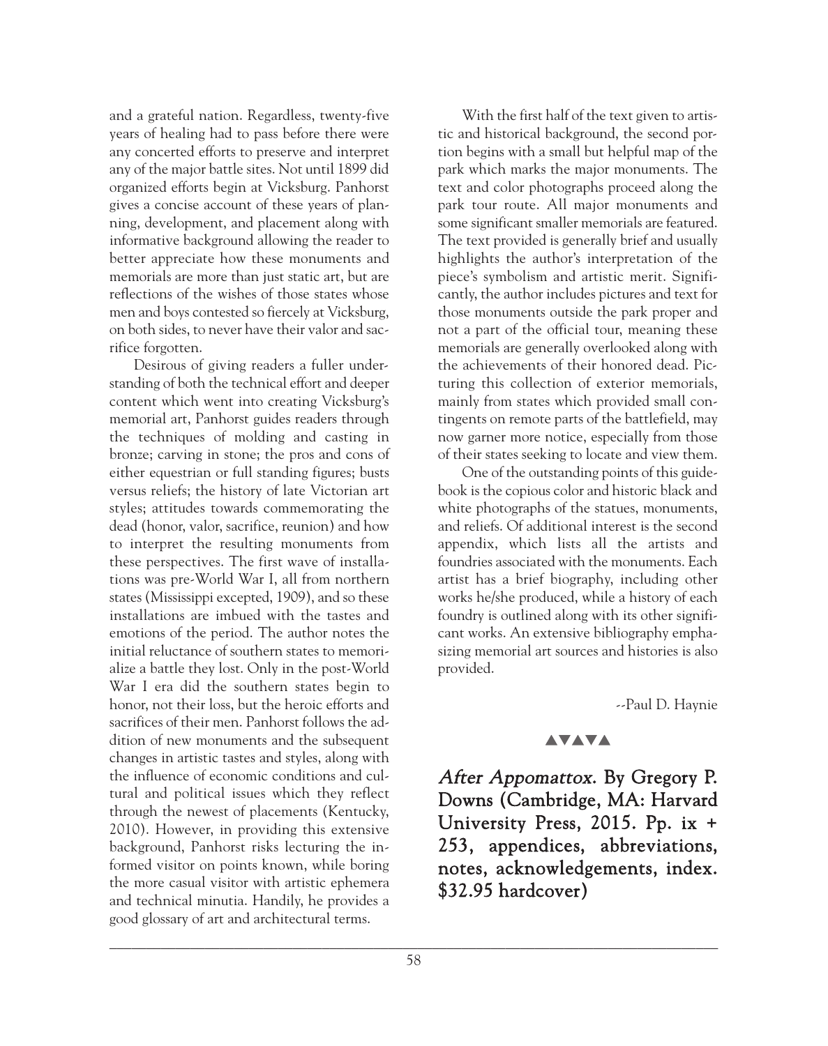and a grateful nation. Regardless, twenty-five years of healing had to pass before there were any concerted efforts to preserve and interpret any of the major battle sites. Not until 1899 did organized efforts begin at Vicksburg. Panhorst gives a concise account of these years of planning, development, and placement along with informative background allowing the reader to better appreciate how these monuments and memorials are more than just static art, but are reflections of the wishes of those states whose men and boys contested so fiercely at Vicksburg, on both sides, to never have their valor and sacrifice forgotten.

Desirous of giving readers a fuller understanding of both the technical effort and deeper content which went into creating Vicksburg's memorial art, Panhorst guides readers through the techniques of molding and casting in bronze; carving in stone; the pros and cons of either equestrian or full standing figures; busts versus reliefs; the history of late Victorian art styles; attitudes towards commemorating the dead (honor, valor, sacrifice, reunion) and how to interpret the resulting monuments from these perspectives. The first wave of installations was pre-World War I, all from northern states (Mississippi excepted, 1909), and so these installations are imbued with the tastes and emotions of the period. The author notes the initial reluctance of southern states to memorialize a battle they lost. Only in the post-World War I era did the southern states begin to honor, not their loss, but the heroic efforts and sacrifices of their men. Panhorst follows the addition of new monuments and the subsequent changes in artistic tastes and styles, along with the influence of economic conditions and cultural and political issues which they reflect through the newest of placements (Kentucky, 2010). However, in providing this extensive background, Panhorst risks lecturing the informed visitor on points known, while boring the more casual visitor with artistic ephemera and technical minutia. Handily, he provides a good glossary of art and architectural terms.

With the first half of the text given to artistic and historical background, the second portion begins with a small but helpful map of the park which marks the major monuments. The text and color photographs proceed along the park tour route. All major monuments and some significant smaller memorials are featured. The text provided is generally brief and usually highlights the author's interpretation of the piece's symbolism and artistic merit. Significantly, the author includes pictures and text for those monuments outside the park proper and not a part of the official tour, meaning these memorials are generally overlooked along with the achievements of their honored dead. Picturing this collection of exterior memorials, mainly from states which provided small contingents on remote parts of the battlefield, may now garner more notice, especially from those of their states seeking to locate and view them.

One of the outstanding points of this guidebook is the copious color and historic black and white photographs of the statues, monuments, and reliefs. Of additional interest is the second appendix, which lists all the artists and foundries associated with the monuments. Each artist has a brief biography, including other works he/she produced, while a history of each foundry is outlined along with its other significant works. An extensive bibliography emphasizing memorial art sources and histories is also provided.

--Paul D. Haynie

▲▼▲▼▲

## *After Appomattox*. By Gregory P. Downs (Cambridge, MA: Harvard University Press, 2015. Pp. ix + 253, appendices, abbreviations, notes, acknowledgements, index. $32.95 hardcover)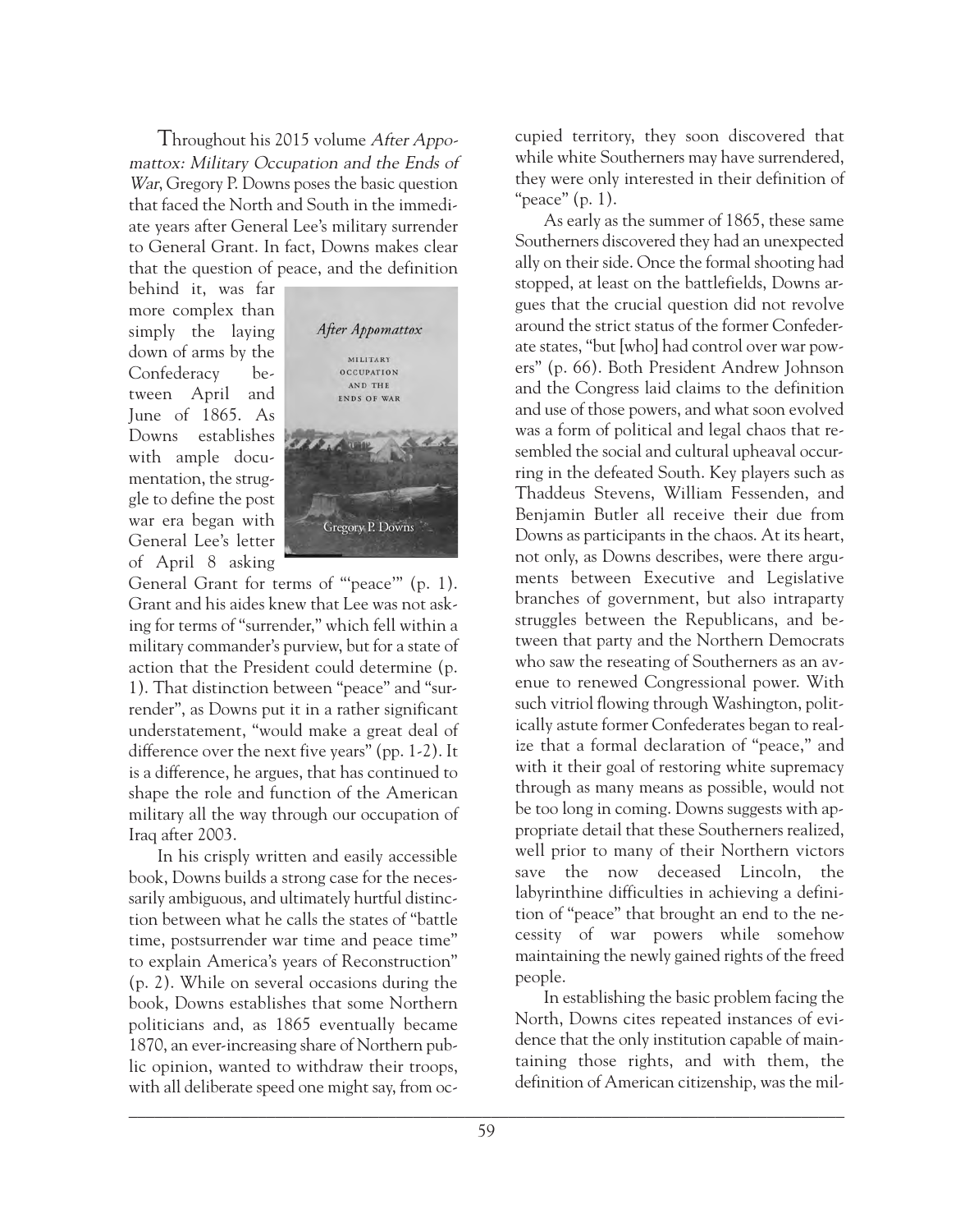Throughout his 2015 volume *After Appomattox: Military Occupation and the Ends of War*, Gregory P. Downs poses the basic question that faced the North and South in the immediate years after General Lee's military surrender to General Grant. In fact, Downs makes clear that the question of peace, and the definition behind it, was far more complex than simply the laying down of arms by the Confederacy between April and June of 1865. As Downs establishes with ample documentation, the struggle to define the post war era began with General Lee's letter of April 8 asking General Grant for terms of "'peace'" (p. 1). Grant and his aides knew that Lee was not asking for terms of "surrender," which fell within a military commander's purview, but for a state of action that the President could determine (p. 1). That distinction between "peace" and "surrender", as Downs put it in a rather significant understatement, "would make a great deal of difference over the next five years" (pp. 1-2). It is a difference, he argues, that has continued to shape the role and function of the American military all the way through our occupation of Iraq after 2003.

In his crisply written and easily accessible book, Downs builds a strong case for the necessarily ambiguous, and ultimately hurtful distinction between what he calls the states of "battle time, postsurrender war time and peace time" to explain America's years of Reconstruction" (p. 2). While on several occasions during the book, Downs establishes that some Northern politicians and, as 1865 eventually became 1870, an ever-increasing share of Northern public opinion, wanted to withdraw their troops, with all deliberate speed one might say, from occupied territory, they soon discovered that while white Southerners may have surrendered, they were only interested in their definition of "peace" (p. 1).

As early as the summer of 1865, these same Southerners discovered they had an unexpected ally on their side. Once the formal shooting had stopped, at least on the battlefields, Downs argues that the crucial question did not revolve around the strict status of the former Confederate states, "but [who] had control over war powers" (p. 66). Both President Andrew Johnson and the Congress laid claims to the definition and use of those powers, and what soon evolved was a form of political and legal chaos that resembled the social and cultural upheaval occurring in the defeated South. Key players such as Thaddeus Stevens, William Fessenden, and Benjamin Butler all receive their due from Downs as participants in the chaos. At its heart, not only, as Downs describes, were there arguments between Executive and Legislative branches of government, but also intraparty struggles between the Republicans, and between that party and the Northern Democrats who saw the reseating of Southerners as an avenue to renewed Congressional power. With such vitriol flowing through Washington, politically astute former Confederates began to realize that a formal declaration of "peace," and with it their goal of restoring white supremacy through as many means as possible, would not be too long in coming. Downs suggests with appropriate detail that these Southerners realized, well prior to many of their Northern victors save the now deceased Lincoln, the labyrinthine difficulties in achieving a definition of "peace" that brought an end to the necessity of war powers while somehow maintaining the newly gained rights of the freed people.

In establishing the basic problem facing the North, Downs cites repeated instances of evidence that the only institution capable of maintaining those rights, and with them, the definition of American citizenship, was the mil-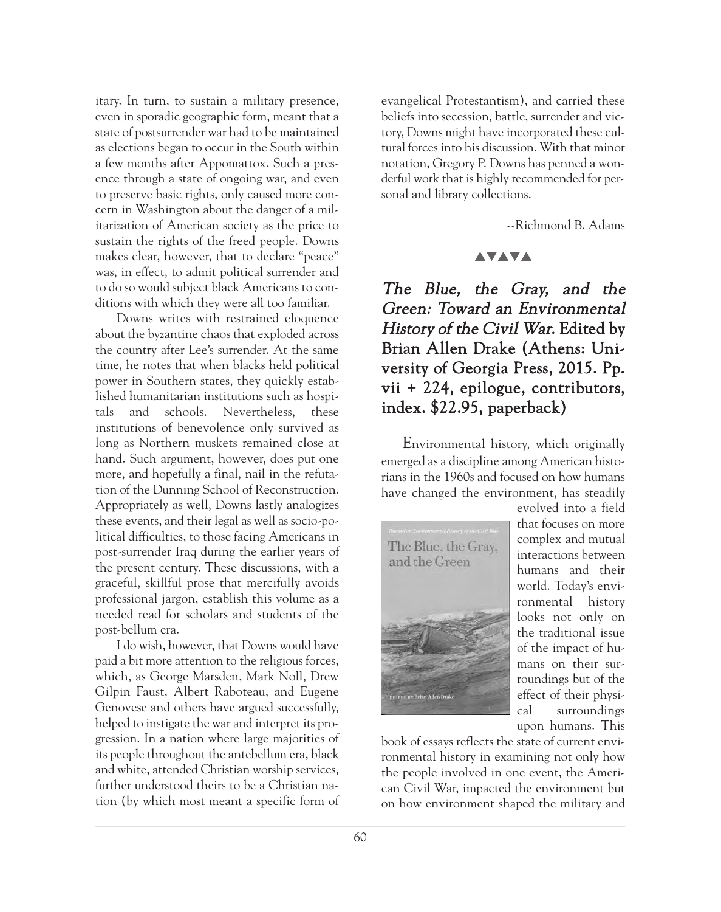itary. In turn, to sustain a military presence, even in sporadic geographic form, meant that a state of postsurrender war had to be maintained as elections began to occur in the South within a few months after Appomattox. Such a presence through a state of ongoing war, and even to preserve basic rights, only caused more concern in Washington about the danger of a militarization of American society as the price to sustain the rights of the freed people. Downs makes clear, however, that to declare "peace" was, in effect, to admit political surrender and to do so would subject black Americans to conditions with which they were all too familiar.

Downs writes with restrained eloquence about the byzantine chaos that exploded across the country after Lee's surrender. At the same time, he notes that when blacks held political power in Southern states, they quickly established humanitarian institutions such as hospitals and schools. Nevertheless, these institutions of benevolence only survived as long as Northern muskets remained close at hand. Such argument, however, does put one more, and hopefully a final, nail in the refutation of the Dunning School of Reconstruction. Appropriately as well, Downs lastly analogizes these events, and their legal as well as socio-political difficulties, to those facing Americans in post-surrender Iraq during the earlier years of the present century. These discussions, with a graceful, skillful prose that mercifully avoids professional jargon, establish this volume as a needed read for scholars and students of the post-bellum era.

I do wish, however, that Downs would have paid a bit more attention to the religious forces, which, as George Marsden, Mark Noll, Drew Gilpin Faust, Albert Raboteau, and Eugene Genovese and others have argued successfully, helped to instigate the war and interpret its progression. In a nation where large majorities of its people throughout the antebellum era, black and white, attended Christian worship services, further understood theirs to be a Christian nation (by which most meant a specific form of evangelical Protestantism), and carried these beliefs into secession, battle, surrender and victory, Downs might have incorporated these cultural forces into his discussion. With that minor notation, Gregory P. Downs has penned a wonderful work that is highly recommended for personal and library collections.

--Richmond B. Adams

▲▼▲▼▲

## *The Blue, the Gray, and the Green: Toward an Environmental History of the Civil War.* Edited by Brian Allen Drake (Athens: University of Georgia Press, 2015. Pp. vii + 224, epilogue, contributors, index. $22.95, paperback)

Environmental history, which originally emerged as a discipline among American historians in the 1960s and focused on how humans have changed the environment, has steadily evolved into a field that focuses on more complex and mutual interactions between humans and their world. Today's environmental history looks not only on the traditional issue of the impact of humans on their surroundings but of the effect of their physical surroundings upon humans. This book of essays reflects the state of current environmental history in examining not only how the people involved in one event, the American Civil War, impacted the environment but on how environment shaped the military and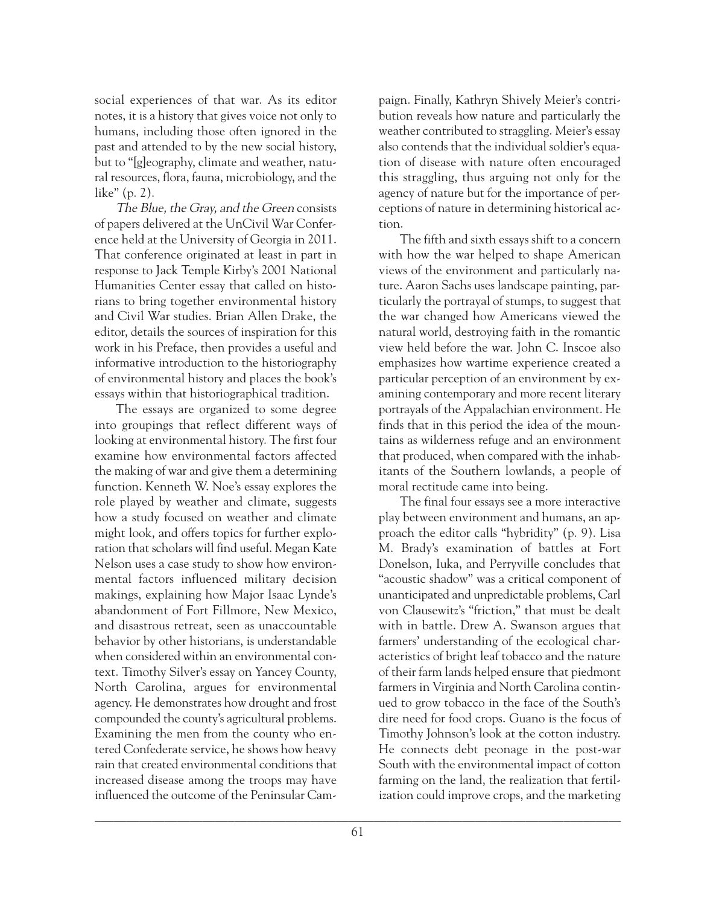social experiences of that war. As its editor notes, it is a history that gives voice not only to humans, including those often ignored in the past and attended to by the new social history, but to "[g]eography, climate and weather, natural resources, flora, fauna, microbiology, and the like" (p. 2).

*The Blue, the Gray, and the Green* consists of papers delivered at the UnCivil War Conference held at the University of Georgia in 2011. That conference originated at least in part in response to Jack Temple Kirby's 2001 National Humanities Center essay that called on historians to bring together environmental history and Civil War studies. Brian Allen Drake, the editor, details the sources of inspiration for this work in his Preface, then provides a useful and informative introduction to the historiography of environmental history and places the book's essays within that historiographical tradition.

The essays are organized to some degree into groupings that reflect different ways of looking at environmental history. The first four examine how environmental factors affected the making of war and give them a determining function. Kenneth W. Noe's essay explores the role played by weather and climate, suggests how a study focused on weather and climate might look, and offers topics for further exploration that scholars will find useful. Megan Kate Nelson uses a case study to show how environmental factors influenced military decision makings, explaining how Major Isaac Lynde's abandonment of Fort Fillmore, New Mexico, and disastrous retreat, seen as unaccountable behavior by other historians, is understandable when considered within an environmental context. Timothy Silver's essay on Yancey County, North Carolina, argues for environmental agency. He demonstrates how drought and frost compounded the county's agricultural problems. Examining the men from the county who entered Confederate service, he shows how heavy rain that created environmental conditions that increased disease among the troops may have influenced the outcome of the Peninsular Campaign. Finally, Kathryn Shively Meier's contribution reveals how nature and particularly the weather contributed to straggling. Meier's essay also contends that the individual soldier's equation of disease with nature often encouraged this straggling, thus arguing not only for the agency of nature but for the importance of perceptions of nature in determining historical action.

The fifth and sixth essays shift to a concern with how the war helped to shape American views of the environment and particularly nature. Aaron Sachs uses landscape painting, particularly the portrayal of stumps, to suggest that the war changed how Americans viewed the natural world, destroying faith in the romantic view held before the war. John C. Inscoe also emphasizes how wartime experience created a particular perception of an environment by examining contemporary and more recent literary portrayals of the Appalachian environment. He finds that in this period the idea of the mountains as wilderness refuge and an environment that produced, when compared with the inhabitants of the Southern lowlands, a people of moral rectitude came into being.

The final four essays see a more interactive play between environment and humans, an approach the editor calls "hybridity" (p. 9). Lisa M. Brady's examination of battles at Fort Donelson, Iuka, and Perryville concludes that "acoustic shadow" was a critical component of unanticipated and unpredictable problems, Carl von Clausewitz's "friction," that must be dealt with in battle. Drew A. Swanson argues that farmers' understanding of the ecological characteristics of bright leaf tobacco and the nature of their farm lands helped ensure that piedmont farmers in Virginia and North Carolina continued to grow tobacco in the face of the South's dire need for food crops. Guano is the focus of Timothy Johnson's look at the cotton industry. He connects debt peonage in the post-war South with the environmental impact of cotton farming on the land, the realization that fertilization could improve crops, and the marketing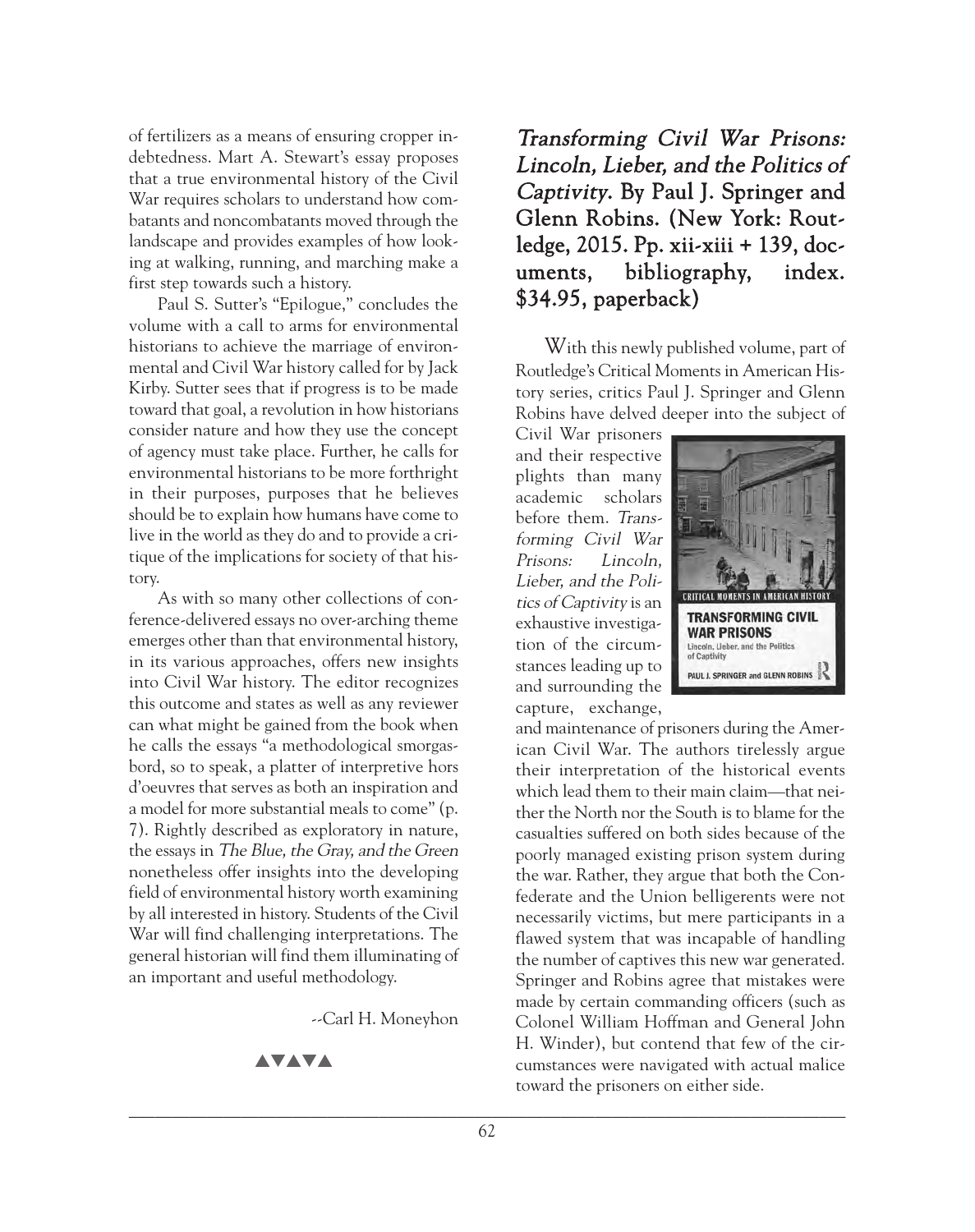of fertilizers as a means of ensuring cropper indebtedness. Mart A. Stewart's essay proposes that a true environmental history of the Civil War requires scholars to understand how combatants and noncombatants moved through the landscape and provides examples of how looking at walking, running, and marching make a first step towards such a history.

Paul S. Sutter's "Epilogue," concludes the volume with a call to arms for environmental historians to achieve the marriage of environmental and Civil War history called for by Jack Kirby. Sutter sees that if progress is to be made toward that goal, a revolution in how historians consider nature and how they use the concept of agency must take place. Further, he calls for environmental historians to be more forthright in their purposes, purposes that he believes should be to explain how humans have come to live in the world as they do and to provide a critique of the implications for society of that history.

As with so many other collections of conference-delivered essays no over-arching theme emerges other than that environmental history, in its various approaches, offers new insights into Civil War history. The editor recognizes this outcome and states as well as any reviewer can what might be gained from the book when he calls the essays "a methodological smorgasbord, so to speak, a platter of interpretive hors d'oeuvres that serves as both an inspiration and a model for more substantial meals to come" (p. 7). Rightly described as exploratory in nature, the essays in *The Blue, the Gray, and the Green* nonetheless offer insights into the developing field of environmental history worth examining by all interested in history. Students of the Civil War will find challenging interpretations. The general historian will find them illuminating of an important and useful methodology.

--Carl H. Moneyhon

▲▼▲▼▲

## *Transforming Civil War Prisons: Lincoln, Lieber, and the Politics of Captivity.* By Paul J. Springer and Glenn Robins. (New York: Routledge, 2015. Pp. xii-xiii + 139, documents, bibliography, index. $34.95, paperback)

With this newly published volume, part of Routledge's Critical Moments in American History series, critics Paul J. Springer and Glenn Robins have delved deeper into the subject of Civil War prisoners and their respective plights than many academic scholars before them. *Transforming Civil War Prisons: Lincoln, Lieber, and the Politics of Captivity* is an exhaustive investigation of the circumstances leading up to and surrounding the capture, exchange, and maintenance of prisoners during the American Civil War. The authors tirelessly argue their interpretation of the historical events which lead them to their main claim—that neither the North nor the South is to blame for the casualties suffered on both sides because of the poorly managed existing prison system during the war. Rather, they argue that both the Confederate and the Union belligerents were not necessarily victims, but mere participants in a flawed system that was incapable of handling the number of captives this new war generated. Springer and Robins agree that mistakes were made by certain commanding officers (such as Colonel William Hoffman and General John H. Winder), but contend that few of the circumstances were navigated with actual malice toward the prisoners on either side.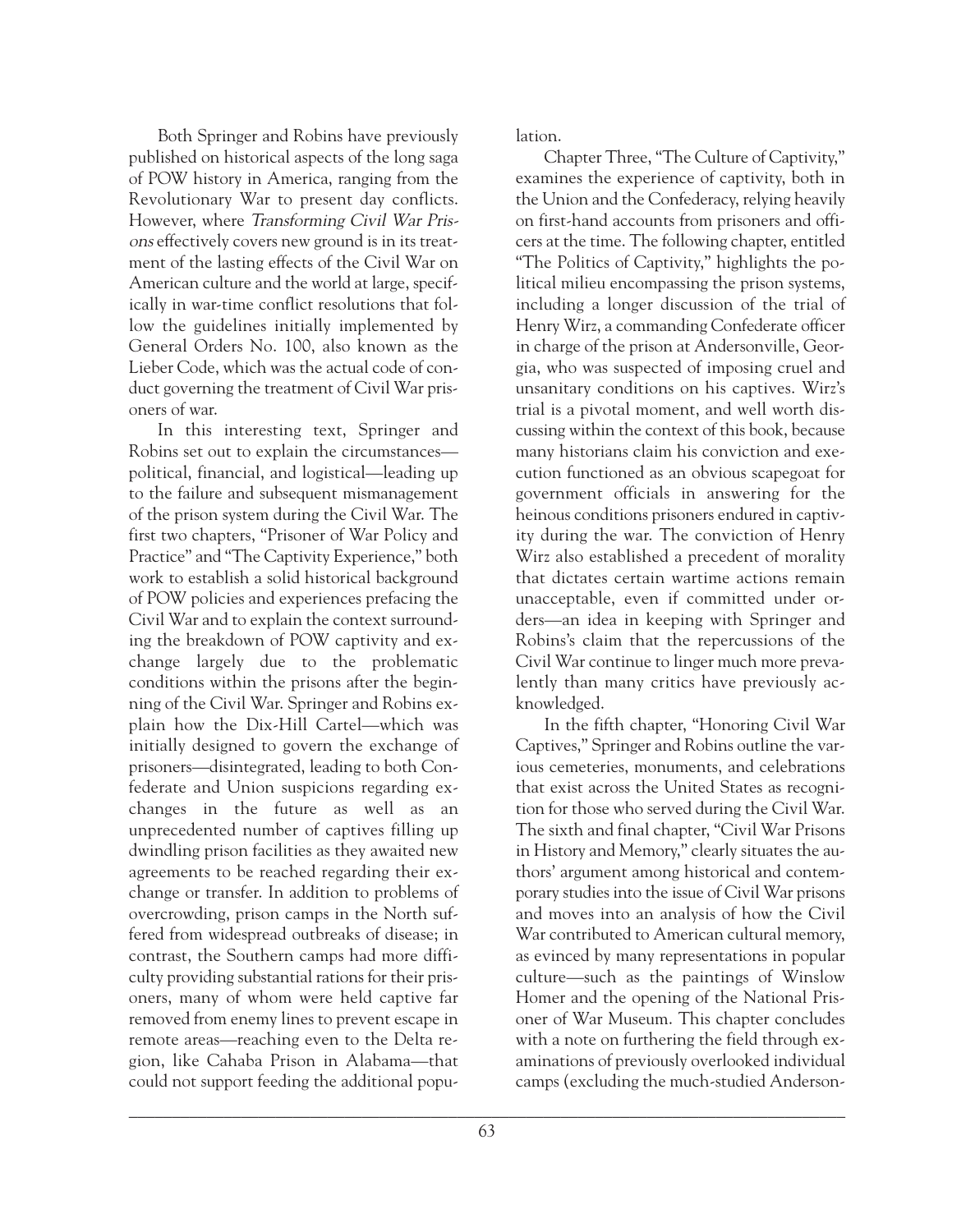Both Springer and Robins have previously published on historical aspects of the long saga of POW history in America, ranging from the Revolutionary War to present day conflicts. However, where *Transforming Civil War Prisons* effectively covers new ground is in its treatment of the lasting effects of the Civil War on American culture and the world at large, specifically in war-time conflict resolutions that follow the guidelines initially implemented by General Orders No. 100, also known as the Lieber Code, which was the actual code of conduct governing the treatment of Civil War prisoners of war.

In this interesting text, Springer and Robins set out to explain the circumstances—political, financial, and logistical—leading up to the failure and subsequent mismanagement of the prison system during the Civil War. The first two chapters, "Prisoner of War Policy and Practice" and "The Captivity Experience," both work to establish a solid historical background of POW policies and experiences prefacing the Civil War and to explain the context surrounding the breakdown of POW captivity and exchange largely due to the problematic conditions within the prisons after the beginning of the Civil War. Springer and Robins explain how the Dix-Hill Cartel—which was initially designed to govern the exchange of prisoners—disintegrated, leading to both Confederate and Union suspicions regarding exchanges in the future as well as an unprecedented number of captives filling up dwindling prison facilities as they awaited new agreements to be reached regarding their exchange or transfer. In addition to problems of overcrowding, prison camps in the North suffered from widespread outbreaks of disease; in contrast, the Southern camps had more difficulty providing substantial rations for their prisoners, many of whom were held captive far removed from enemy lines to prevent escape in remote areas—reaching even to the Delta region, like Cahaba Prison in Alabama—that could not support feeding the additional population.

Chapter Three, "The Culture of Captivity," examines the experience of captivity, both in the Union and the Confederacy, relying heavily on first-hand accounts from prisoners and officers at the time. The following chapter, entitled "The Politics of Captivity," highlights the political milieu encompassing the prison systems, including a longer discussion of the trial of Henry Wirz, a commanding Confederate officer in charge of the prison at Andersonville, Georgia, who was suspected of imposing cruel and unsanitary conditions on his captives. Wirz's trial is a pivotal moment, and well worth discussing within the context of this book, because many historians claim his conviction and execution functioned as an obvious scapegoat for government officials in answering for the heinous conditions prisoners endured in captivity during the war. The conviction of Henry Wirz also established a precedent of morality that dictates certain wartime actions remain unacceptable, even if committed under orders—an idea in keeping with Springer and Robins's claim that the repercussions of the Civil War continue to linger much more prevalently than many critics have previously acknowledged.

In the fifth chapter, "Honoring Civil War Captives," Springer and Robins outline the various cemeteries, monuments, and celebrations that exist across the United States as recognition for those who served during the Civil War. The sixth and final chapter, "Civil War Prisons in History and Memory," clearly situates the authors' argument among historical and contemporary studies into the issue of Civil War prisons and moves into an analysis of how the Civil War contributed to American cultural memory, as evinced by many representations in popular culture—such as the paintings of Winslow Homer and the opening of the National Prisoner of War Museum. This chapter concludes with a note on furthering the field through examinations of previously overlooked individual camps (excluding the much-studied Anderson-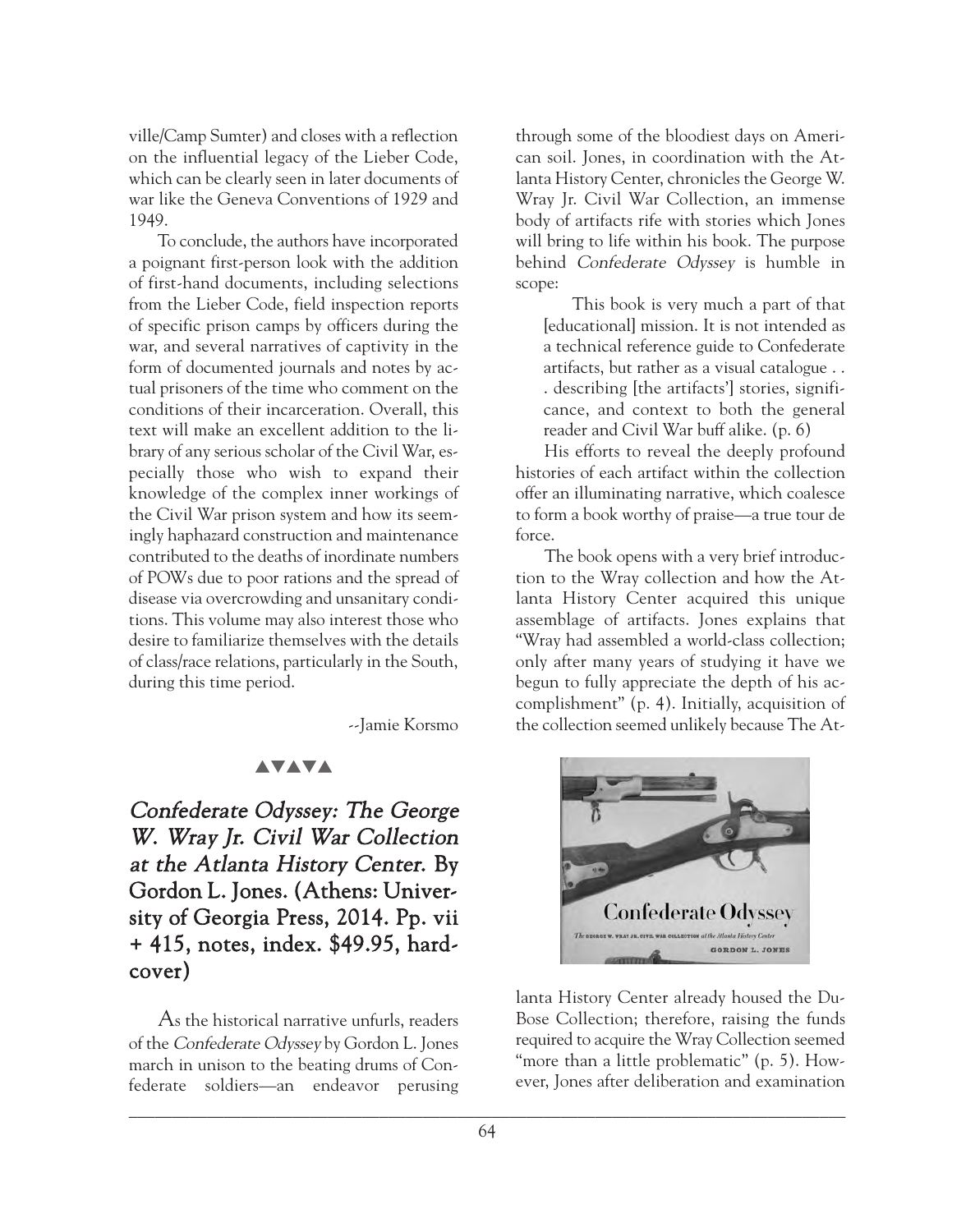ville/Camp Sumter) and closes with a reflection on the influential legacy of the Lieber Code, which can be clearly seen in later documents of war like the Geneva Conventions of 1929 and 1949.

To conclude, the authors have incorporated a poignant first-person look with the addition of first-hand documents, including selections from the Lieber Code, field inspection reports of specific prison camps by officers during the war, and several narratives of captivity in the form of documented journals and notes by actual prisoners of the time who comment on the conditions of their incarceration. Overall, this text will make an excellent addition to the library of any serious scholar of the Civil War, especially those who wish to expand their knowledge of the complex inner workings of the Civil War prison system and how its seemingly haphazard construction and maintenance contributed to the deaths of inordinate numbers of POWs due to poor rations and the spread of disease via overcrowding and unsanitary conditions. This volume may also interest those who desire to familiarize themselves with the details of class/race relations, particularly in the South, during this time period.

--Jamie Korsmo

▲▼▲▼▲

### *Confederate Odyssey: The George W. Wray Jr. Civil War Collection at the Atlanta History Center.* By Gordon L. Jones. (Athens: University of Georgia Press, 2014. Pp. vii + 415, notes, index. $49.95, hardcover)

As the historical narrative unfurls, readers of the *Confederate Odyssey* by Gordon L. Jones march in unison to the beating drums of Confederate soldiers—an endeavor perusing through some of the bloodiest days on American soil. Jones, in coordination with the Atlanta History Center, chronicles the George W. Wray Jr. Civil War Collection, an immense body of artifacts rife with stories which Jones will bring to life within his book. The purpose behind *Confederate Odyssey* is humble in scope:

> This book is very much a part of that [educational] mission. It is not intended as a technical reference guide to Confederate artifacts, but rather as a visual catalogue . . . describing [the artifacts'] stories, significance, and context to both the general reader and Civil War buff alike. (p. 6)

His efforts to reveal the deeply profound histories of each artifact within the collection offer an illuminating narrative, which coalesce to form a book worthy of praise—a true tour de force.

The book opens with a very brief introduction to the Wray collection and how the Atlanta History Center acquired this unique assemblage of artifacts. Jones explains that "Wray had assembled a world-class collection; only after many years of studying it have we begun to fully appreciate the depth of his accomplishment" (p. 4). Initially, acquisition of the collection seemed unlikely because The Atlanta History Center already housed the DuBose Collection; therefore, raising the funds required to acquire the Wray Collection seemed "more than a little problematic" (p. 5). However, Jones after deliberation and examination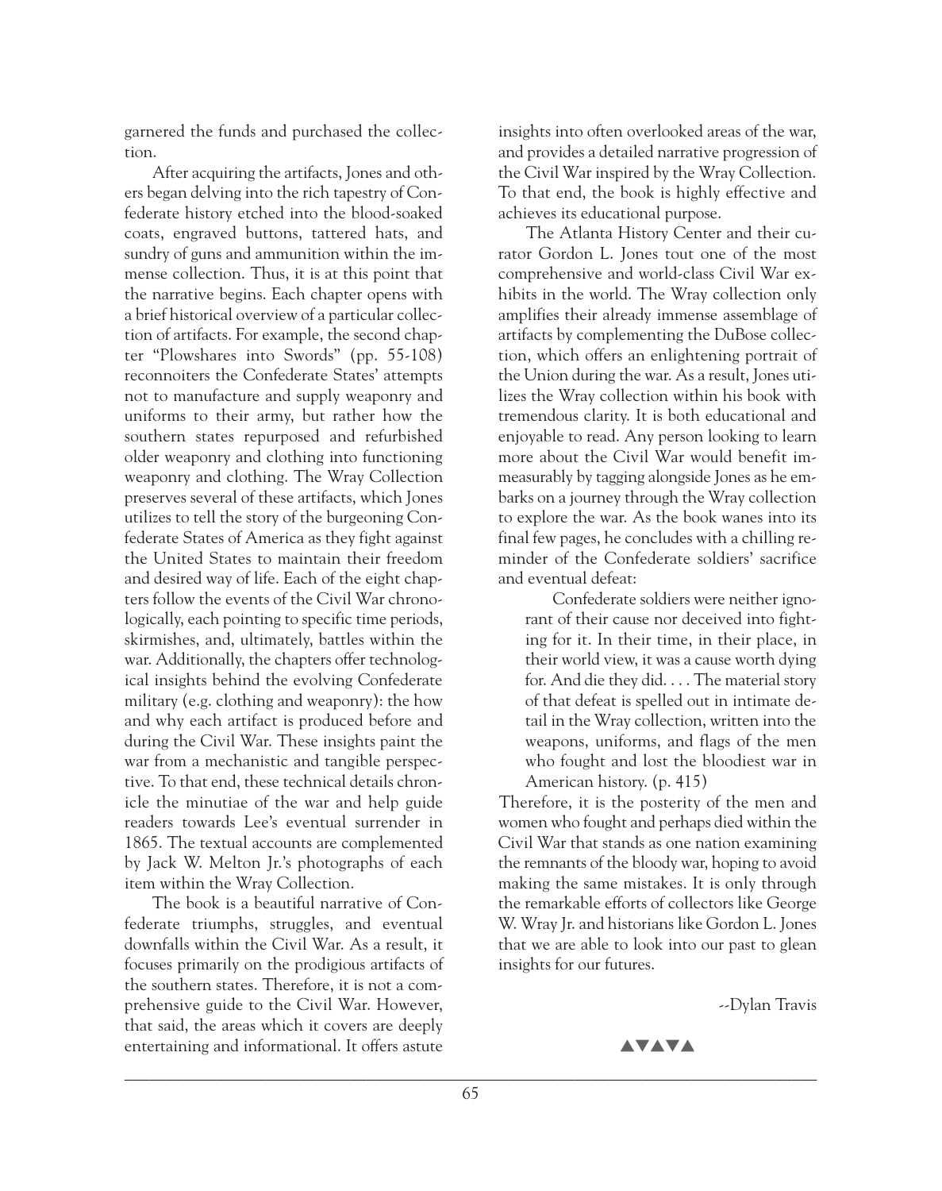garnered the funds and purchased the collection.

After acquiring the artifacts, Jones and others began delving into the rich tapestry of Confederate history etched into the blood-soaked coats, engraved buttons, tattered hats, and sundry of guns and ammunition within the immense collection. Thus, it is at this point that the narrative begins. Each chapter opens with a brief historical overview of a particular collection of artifacts. For example, the second chapter "Plowshares into Swords" (pp. 55-108) reconnoiters the Confederate States' attempts not to manufacture and supply weaponry and uniforms to their army, but rather how the southern states repurposed and refurbished older weaponry and clothing into functioning weaponry and clothing. The Wray Collection preserves several of these artifacts, which Jones utilizes to tell the story of the burgeoning Confederate States of America as they fight against the United States to maintain their freedom and desired way of life. Each of the eight chapters follow the events of the Civil War chronologically, each pointing to specific time periods, skirmishes, and, ultimately, battles within the war. Additionally, the chapters offer technological insights behind the evolving Confederate military (e.g. clothing and weaponry): the how and why each artifact is produced before and during the Civil War. These insights paint the war from a mechanistic and tangible perspective. To that end, these technical details chronicle the minutiae of the war and help guide readers towards Lee's eventual surrender in 1865. The textual accounts are complemented by Jack W. Melton Jr.'s photographs of each item within the Wray Collection.

The book is a beautiful narrative of Confederate triumphs, struggles, and eventual downfalls within the Civil War. As a result, it focuses primarily on the prodigious artifacts of the southern states. Therefore, it is not a comprehensive guide to the Civil War. However, that said, the areas which it covers are deeply entertaining and informational. It offers astute insights into often overlooked areas of the war, and provides a detailed narrative progression of the Civil War inspired by the Wray Collection. To that end, the book is highly effective and achieves its educational purpose.

The Atlanta History Center and their curator Gordon L. Jones tout one of the most comprehensive and world-class Civil War exhibits in the world. The Wray collection only amplifies their already immense assemblage of artifacts by complementing the DuBose collection, which offers an enlightening portrait of the Union during the war. As a result, Jones utilizes the Wray collection within his book with tremendous clarity. It is both educational and enjoyable to read. Any person looking to learn more about the Civil War would benefit immeasurably by tagging alongside Jones as he embarks on a journey through the Wray collection to explore the war. As the book wanes into its final few pages, he concludes with a chilling reminder of the Confederate soldiers' sacrifice and eventual defeat:

> Confederate soldiers were neither ignorant of their cause nor deceived into fighting for it. In their time, in their place, in their world view, it was a cause worth dying for. And die they did. . . . The material story of that defeat is spelled out in intimate detail in the Wray collection, written into the weapons, uniforms, and flags of the men who fought and lost the bloodiest war in American history. (p. 415)

Therefore, it is the posterity of the men and women who fought and perhaps died within the Civil War that stands as one nation examining the remnants of the bloody war, hoping to avoid making the same mistakes. It is only through the remarkable efforts of collectors like George W. Wray Jr. and historians like Gordon L. Jones that we are able to look into our past to glean insights for our futures.

--Dylan Travis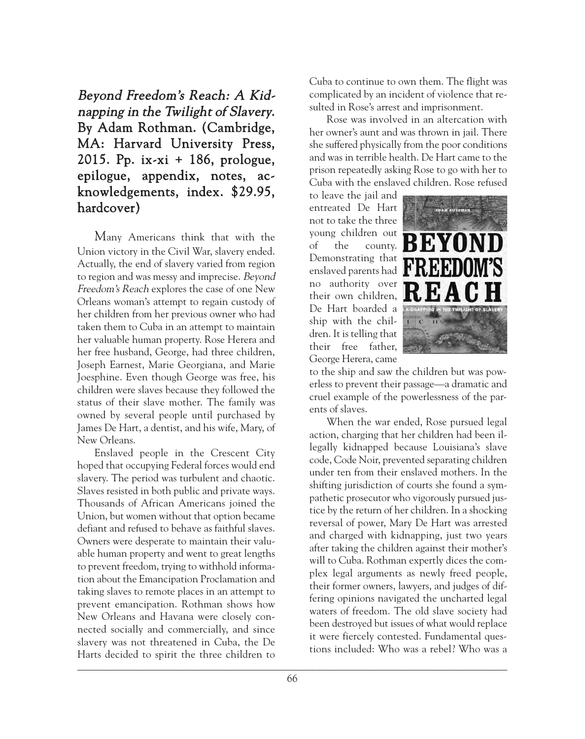***Beyond Freedom's Reach: A Kidnapping in the Twilight of Slavery.* By Adam Rothman. (Cambridge, MA: Harvard University Press, 2015. Pp. ix-xi + 186, prologue, epilogue, appendix, notes, acknowledgements, index. $29.95, hardcover)**

Many Americans think that with the Union victory in the Civil War, slavery ended. Actually, the end of slavery varied from region to region and was messy and imprecise. *Beyond Freedom's Reach* explores the case of one New Orleans woman's attempt to regain custody of her children from her previous owner who had taken them to Cuba in an attempt to maintain her valuable human property. Rose Herera and her free husband, George, had three children, Joseph Earnest, Marie Georgiana, and Marie Joesphine. Even though George was free, his children were slaves because they followed the status of their slave mother. The family was owned by several people until purchased by James De Hart, a dentist, and his wife, Mary, of New Orleans.

Enslaved people in the Crescent City hoped that occupying Federal forces would end slavery. The period was turbulent and chaotic. Slaves resisted in both public and private ways. Thousands of African Americans joined the Union, but women without that option became defiant and refused to behave as faithful slaves. Owners were desperate to maintain their valuable human property and went to great lengths to prevent freedom, trying to withhold information about the Emancipation Proclamation and taking slaves to remote places in an attempt to prevent emancipation. Rothman shows how New Orleans and Havana were closely connected socially and commercially, and since slavery was not threatened in Cuba, the De Harts decided to spirit the three children to Cuba to continue to own them. The flight was complicated by an incident of violence that resulted in Rose's arrest and imprisonment.

Rose was involved in an altercation with her owner's aunt and was thrown in jail. There she suffered physically from the poor conditions and was in terrible health. De Hart came to the prison repeatedly asking Rose to go with her to Cuba with the enslaved children. Rose refused to leave the jail and entreated De Hart not to take the three young children out of the county. Demonstrating that enslaved parents had no authority over their own children, De Hart boarded a ship with the children. It is telling that their free father, George Herera, came to the ship and saw the children but was powerless to prevent their passage—a dramatic and cruel example of the powerlessness of the parents of slaves.

When the war ended, Rose pursued legal action, charging that her children had been illegally kidnapped because Louisiana's slave code, Code Noir, prevented separating children under ten from their enslaved mothers. In the shifting jurisdiction of courts she found a sympathetic prosecutor who vigorously pursued justice by the return of her children. In a shocking reversal of power, Mary De Hart was arrested and charged with kidnapping, just two years after taking the children against their mother's will to Cuba. Rothman expertly dices the complex legal arguments as newly freed people, their former owners, lawyers, and judges of differing opinions navigated the uncharted legal waters of freedom. The old slave society had been destroyed but issues of what would replace it were fiercely contested. Fundamental questions included: Who was a rebel? Who was a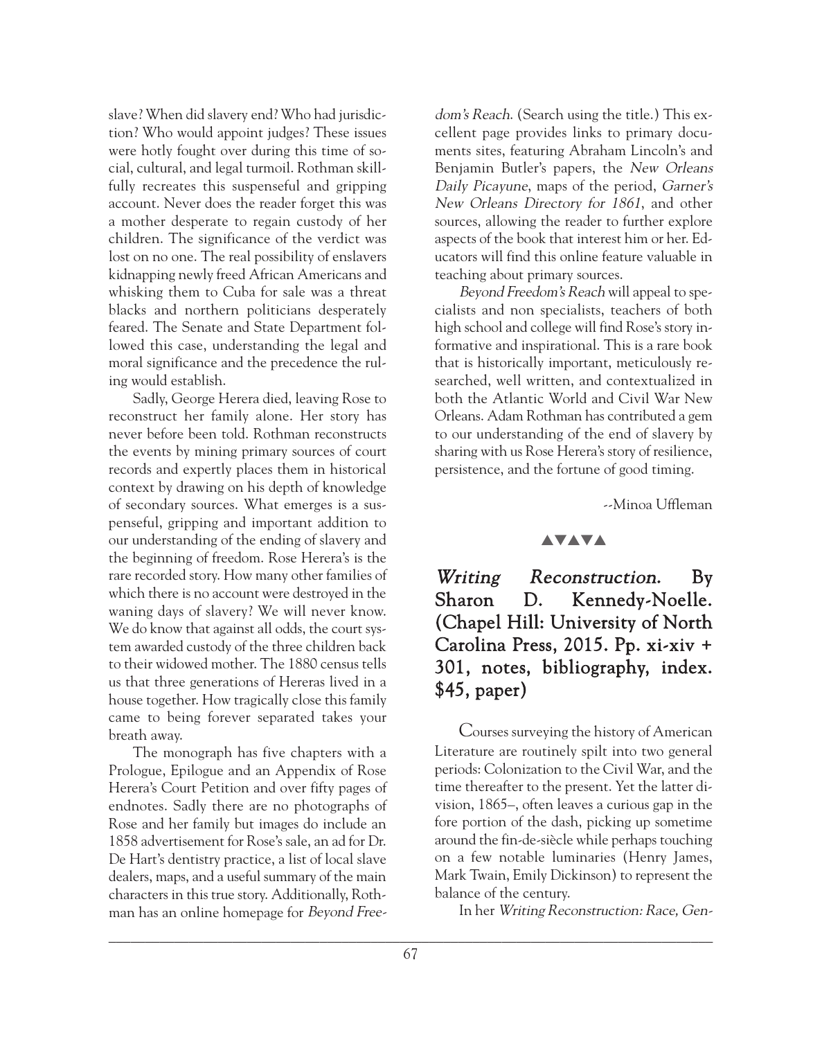slave? When did slavery end? Who had jurisdiction? Who would appoint judges? These issues were hotly fought over during this time of social, cultural, and legal turmoil. Rothman skillfully recreates this suspenseful and gripping account. Never does the reader forget this was a mother desperate to regain custody of her children. The significance of the verdict was lost on no one. The real possibility of enslavers kidnapping newly freed African Americans and whisking them to Cuba for sale was a threat blacks and northern politicians desperately feared. The Senate and State Department followed this case, understanding the legal and moral significance and the precedence the ruling would establish.

Sadly, George Herera died, leaving Rose to reconstruct her family alone. Her story has never before been told. Rothman reconstructs the events by mining primary sources of court records and expertly places them in historical context by drawing on his depth of knowledge of secondary sources. What emerges is a suspenseful, gripping and important addition to our understanding of the ending of slavery and the beginning of freedom. Rose Herera's is the rare recorded story. How many other families of which there is no account were destroyed in the waning days of slavery? We will never know. We do know that against all odds, the court system awarded custody of the three children back to their widowed mother. The 1880 census tells us that three generations of Hereras lived in a house together. How tragically close this family came to being forever separated takes your breath away.

The monograph has five chapters with a Prologue, Epilogue and an Appendix of Rose Herera's Court Petition and over fifty pages of endnotes. Sadly there are no photographs of Rose and her family but images do include an 1858 advertisement for Rose's sale, an ad for Dr. De Hart's dentistry practice, a list of local slave dealers, maps, and a useful summary of the main characters in this true story. Additionally, Rothman has an online homepage for *Beyond Freedom's Reach*. (Search using the title.) This excellent page provides links to primary documents sites, featuring Abraham Lincoln's and Benjamin Butler's papers, the *New Orleans Daily Picayune*, maps of the period, *Garner's New Orleans Directory for 1861*, and other sources, allowing the reader to further explore aspects of the book that interest him or her. Educators will find this online feature valuable in teaching about primary sources.

*Beyond Freedom's Reach* will appeal to specialists and non specialists, teachers of both high school and college will find Rose's story informative and inspirational. This is a rare book that is historically important, meticulously researched, well written, and contextualized in both the Atlantic World and Civil War New Orleans. Adam Rothman has contributed a gem to our understanding of the end of slavery by sharing with us Rose Herera's story of resilience, persistence, and the fortune of good timing.

--Minoa Uffleman

▲▼▲▼▲

## *Writing Reconstruction*. By Sharon D. Kennedy-Noelle. (Chapel Hill: University of North Carolina Press, 2015. Pp. xi-xiv + 301, notes, bibliography, index. $45, paper)

Courses surveying the history of American Literature are routinely spilt into two general periods: Colonization to the Civil War, and the time thereafter to the present. Yet the latter division, 1865–, often leaves a curious gap in the fore portion of the dash, picking up sometime around the fin-de-siècle while perhaps touching on a few notable luminaries (Henry James, Mark Twain, Emily Dickinson) to represent the balance of the century.

In her *Writing Reconstruction: Race, Gen-*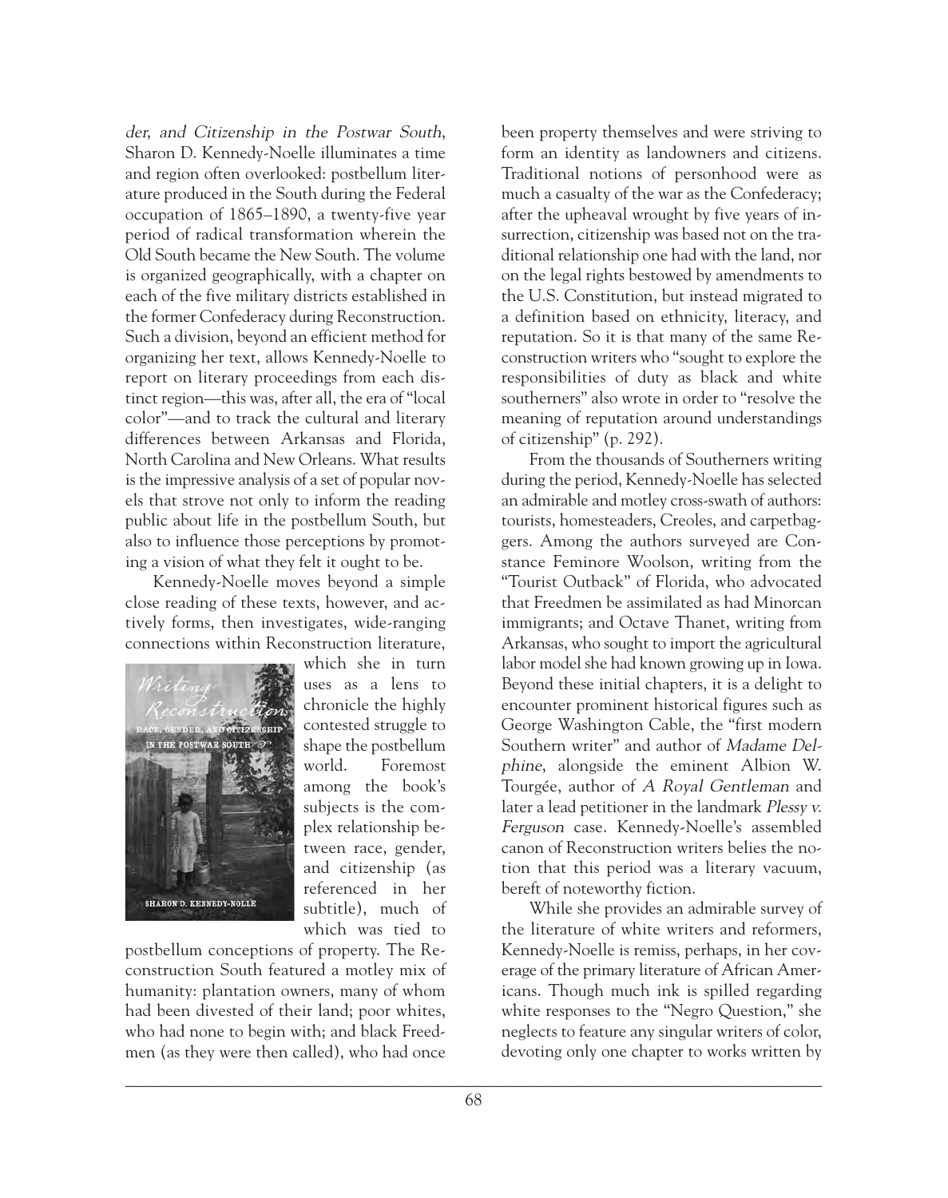*der, and Citizenship in the Postwar South*, Sharon D. Kennedy-Noelle illuminates a time and region often overlooked: postbellum literature produced in the South during the Federal occupation of 1865–1890, a twenty-five year period of radical transformation wherein the Old South became the New South. The volume is organized geographically, with a chapter on each of the five military districts established in the former Confederacy during Reconstruction. Such a division, beyond an efficient method for organizing her text, allows Kennedy-Noelle to report on literary proceedings from each distinct region—this was, after all, the era of "local color"—and to track the cultural and literary differences between Arkansas and Florida, North Carolina and New Orleans. What results is the impressive analysis of a set of popular novels that strove not only to inform the reading public about life in the postbellum South, but also to influence those perceptions by promoting a vision of what they felt it ought to be.

Kennedy-Noelle moves beyond a simple close reading of these texts, however, and actively forms, then investigates, wide-ranging connections within Reconstruction literature, which she in turn uses as a lens to chronicle the highly contested struggle to shape the postbellum world. Foremost among the book's subjects is the complex relationship between race, gender, and citizenship (as referenced in her subtitle), much of which was tied to postbellum conceptions of property. The Reconstruction South featured a motley mix of humanity: plantation owners, many of whom had been divested of their land; poor whites, who had none to begin with; and black Freedmen (as they were then called), who had once been property themselves and were striving to form an identity as landowners and citizens. Traditional notions of personhood were as much a casualty of the war as the Confederacy; after the upheaval wrought by five years of insurrection, citizenship was based not on the traditional relationship one had with the land, nor on the legal rights bestowed by amendments to the U.S. Constitution, but instead migrated to a definition based on ethnicity, literacy, and reputation. So it is that many of the same Reconstruction writers who "sought to explore the responsibilities of duty as black and white southerners" also wrote in order to "resolve the meaning of reputation around understandings of citizenship" (p. 292).

From the thousands of Southerners writing during the period, Kennedy-Noelle has selected an admirable and motley cross-swath of authors: tourists, homesteaders, Creoles, and carpetbaggers. Among the authors surveyed are Constance Feminore Woolson, writing from the "Tourist Outback" of Florida, who advocated that Freedmen be assimilated as had Minorcan immigrants; and Octave Thanet, writing from Arkansas, who sought to import the agricultural labor model she had known growing up in Iowa. Beyond these initial chapters, it is a delight to encounter prominent historical figures such as George Washington Cable, the "first modern Southern writer" and author of *Madame Delphine*, alongside the eminent Albion W. Tourgée, author of *A Royal Gentleman* and later a lead petitioner in the landmark *Plessy v. Ferguson* case. Kennedy-Noelle's assembled canon of Reconstruction writers belies the notion that this period was a literary vacuum, bereft of noteworthy fiction.

While she provides an admirable survey of the literature of white writers and reformers, Kennedy-Noelle is remiss, perhaps, in her coverage of the primary literature of African Americans. Though much ink is spilled regarding white responses to the "Negro Question," she neglects to feature any singular writers of color, devoting only one chapter to works written by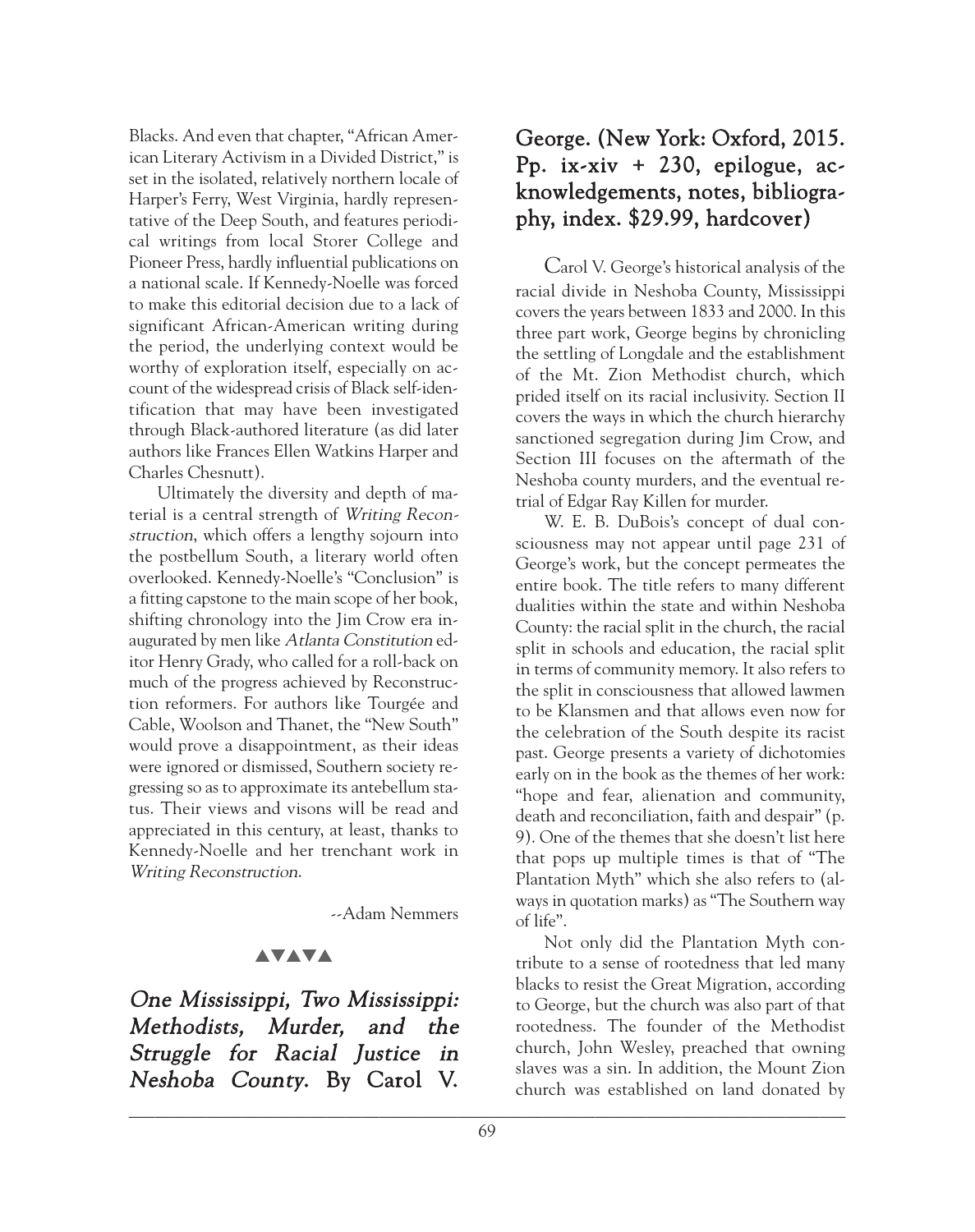Blacks. And even that chapter, "African American Literary Activism in a Divided District," is set in the isolated, relatively northern locale of Harper's Ferry, West Virginia, hardly representative of the Deep South, and features periodical writings from local Storer College and Pioneer Press, hardly influential publications on a national scale. If Kennedy-Noelle was forced to make this editorial decision due to a lack of significant African-American writing during the period, the underlying context would be worthy of exploration itself, especially on account of the widespread crisis of Black self-identification that may have been investigated through Black-authored literature (as did later authors like Frances Ellen Watkins Harper and Charles Chesnutt).

Ultimately the diversity and depth of material is a central strength of *Writing Reconstruction*, which offers a lengthy sojourn into the postbellum South, a literary world often overlooked. Kennedy-Noelle's "Conclusion" is a fitting capstone to the main scope of her book, shifting chronology into the Jim Crow era inaugurated by men like *Atlanta Constitution* editor Henry Grady, who called for a roll-back on much of the progress achieved by Reconstruction reformers. For authors like Tourgée and Cable, Woolson and Thanet, the "New South" would prove a disappointment, as their ideas were ignored or dismissed, Southern society regressing so as to approximate its antebellum status. Their views and visons will be read and appreciated in this century, at least, thanks to Kennedy-Noelle and her trenchant work in *Writing Reconstruction*.

--Adam Nemmers

▲▼▲▼▲

***One Mississippi, Two Mississippi: Methodists, Murder, and the Struggle for Racial Justice in Neshoba County*. By Carol V. George. (New York: Oxford, 2015. Pp. ix-xiv + 230, epilogue, acknowledgements, notes, bibliography, index. $29.99, hardcover)**

Carol V. George's historical analysis of the racial divide in Neshoba County, Mississippi covers the years between 1833 and 2000. In this three part work, George begins by chronicling the settling of Longdale and the establishment of the Mt. Zion Methodist church, which prided itself on its racial inclusivity. Section II covers the ways in which the church hierarchy sanctioned segregation during Jim Crow, and Section III focuses on the aftermath of the Neshoba county murders, and the eventual retrial of Edgar Ray Killen for murder.

W. E. B. DuBois's concept of dual consciousness may not appear until page 231 of George's work, but the concept permeates the entire book. The title refers to many different dualities within the state and within Neshoba County: the racial split in the church, the racial split in schools and education, the racial split in terms of community memory. It also refers to the split in consciousness that allowed lawmen to be Klansmen and that allows even now for the celebration of the South despite its racist past. George presents a variety of dichotomies early on in the book as the themes of her work: "hope and fear, alienation and community, death and reconciliation, faith and despair" (p. 9). One of the themes that she doesn't list here that pops up multiple times is that of "The Plantation Myth" which she also refers to (always in quotation marks) as "The Southern way of life".

Not only did the Plantation Myth contribute to a sense of rootedness that led many blacks to resist the Great Migration, according to George, but the church was also part of that rootedness. The founder of the Methodist church, John Wesley, preached that owning slaves was a sin. In addition, the Mount Zion church was established on land donated by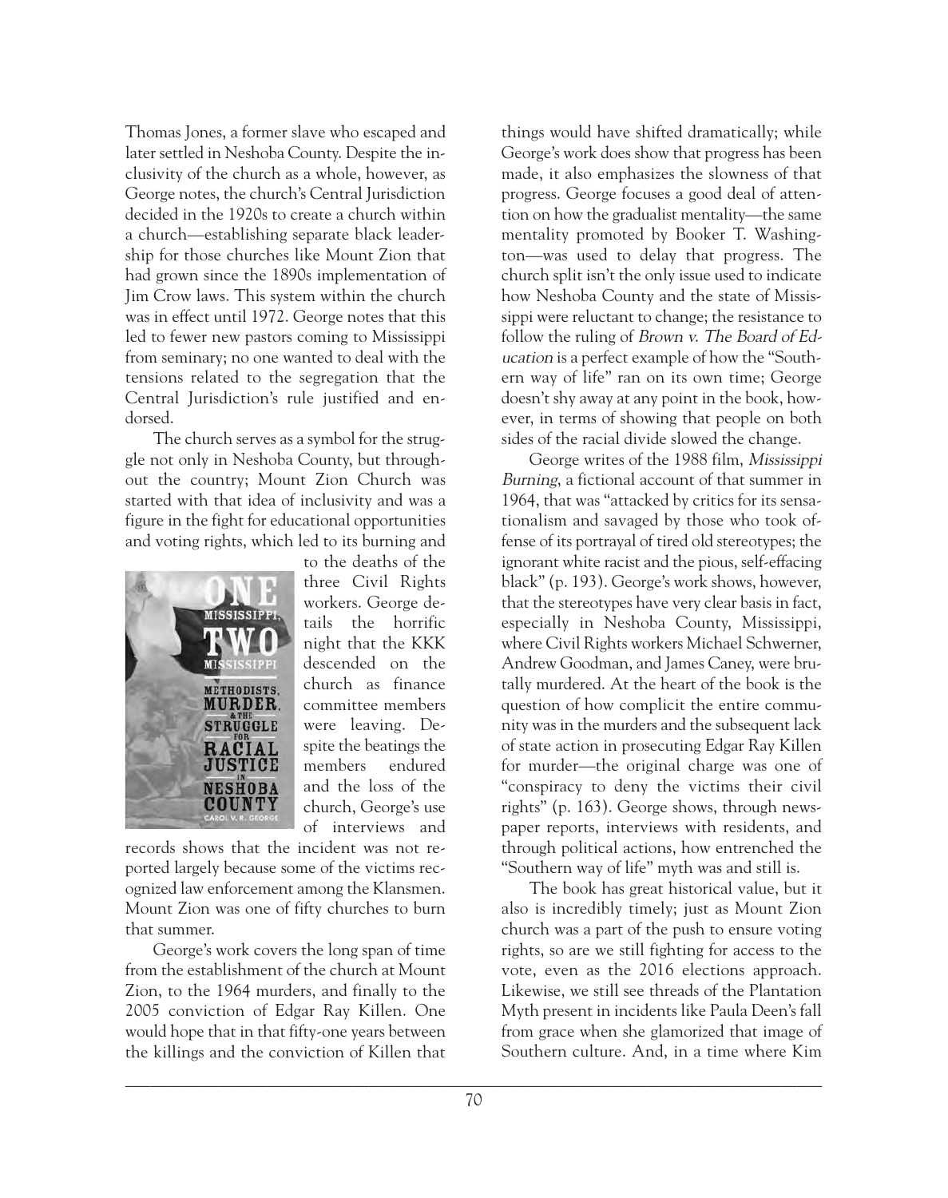Thomas Jones, a former slave who escaped and later settled in Neshoba County. Despite the inclusivity of the church as a whole, however, as George notes, the church's Central Jurisdiction decided in the 1920s to create a church within a church—establishing separate black leadership for those churches like Mount Zion that had grown since the 1890s implementation of Jim Crow laws. This system within the church was in effect until 1972. George notes that this led to fewer new pastors coming to Mississippi from seminary; no one wanted to deal with the tensions related to the segregation that the Central Jurisdiction's rule justified and endorsed.

The church serves as a symbol for the struggle not only in Neshoba County, but throughout the country; Mount Zion Church was started with that idea of inclusivity and was a figure in the fight for educational opportunities and voting rights, which led to its burning and to the deaths of the three Civil Rights workers. George details the horrific night that the KKK descended on the church as finance committee members were leaving. Despite the beatings the members endured and the loss of the church, George's use of interviews and records shows that the incident was not reported largely because some of the victims recognized law enforcement among the Klansmen. Mount Zion was one of fifty churches to burn that summer.

George's work covers the long span of time from the establishment of the church at Mount Zion, to the 1964 murders, and finally to the 2005 conviction of Edgar Ray Killen. One would hope that in that fifty-one years between the killings and the conviction of Killen that things would have shifted dramatically; while George's work does show that progress has been made, it also emphasizes the slowness of that progress. George focuses a good deal of attention on how the gradualist mentality—the same mentality promoted by Booker T. Washington—was used to delay that progress. The church split isn't the only issue used to indicate how Neshoba County and the state of Mississippi were reluctant to change; the resistance to follow the ruling of *Brown v. The Board of Education* is a perfect example of how the "Southern way of life" ran on its own time; George doesn't shy away at any point in the book, however, in terms of showing that people on both sides of the racial divide slowed the change.

George writes of the 1988 film, *Mississippi Burning*, a fictional account of that summer in 1964, that was "attacked by critics for its sensationalism and savaged by those who took offense of its portrayal of tired old stereotypes; the ignorant white racist and the pious, self-effacing black" (p. 193). George's work shows, however, that the stereotypes have very clear basis in fact, especially in Neshoba County, Mississippi, where Civil Rights workers Michael Schwerner, Andrew Goodman, and James Caney, were brutally murdered. At the heart of the book is the question of how complicit the entire community was in the murders and the subsequent lack of state action in prosecuting Edgar Ray Killen for murder—the original charge was one of "conspiracy to deny the victims their civil rights" (p. 163). George shows, through newspaper reports, interviews with residents, and through political actions, how entrenched the "Southern way of life" myth was and still is.

The book has great historical value, but it also is incredibly timely; just as Mount Zion church was a part of the push to ensure voting rights, so are we still fighting for access to the vote, even as the 2016 elections approach. Likewise, we still see threads of the Plantation Myth present in incidents like Paula Deen's fall from grace when she glamorized that image of Southern culture. And, in a time where Kim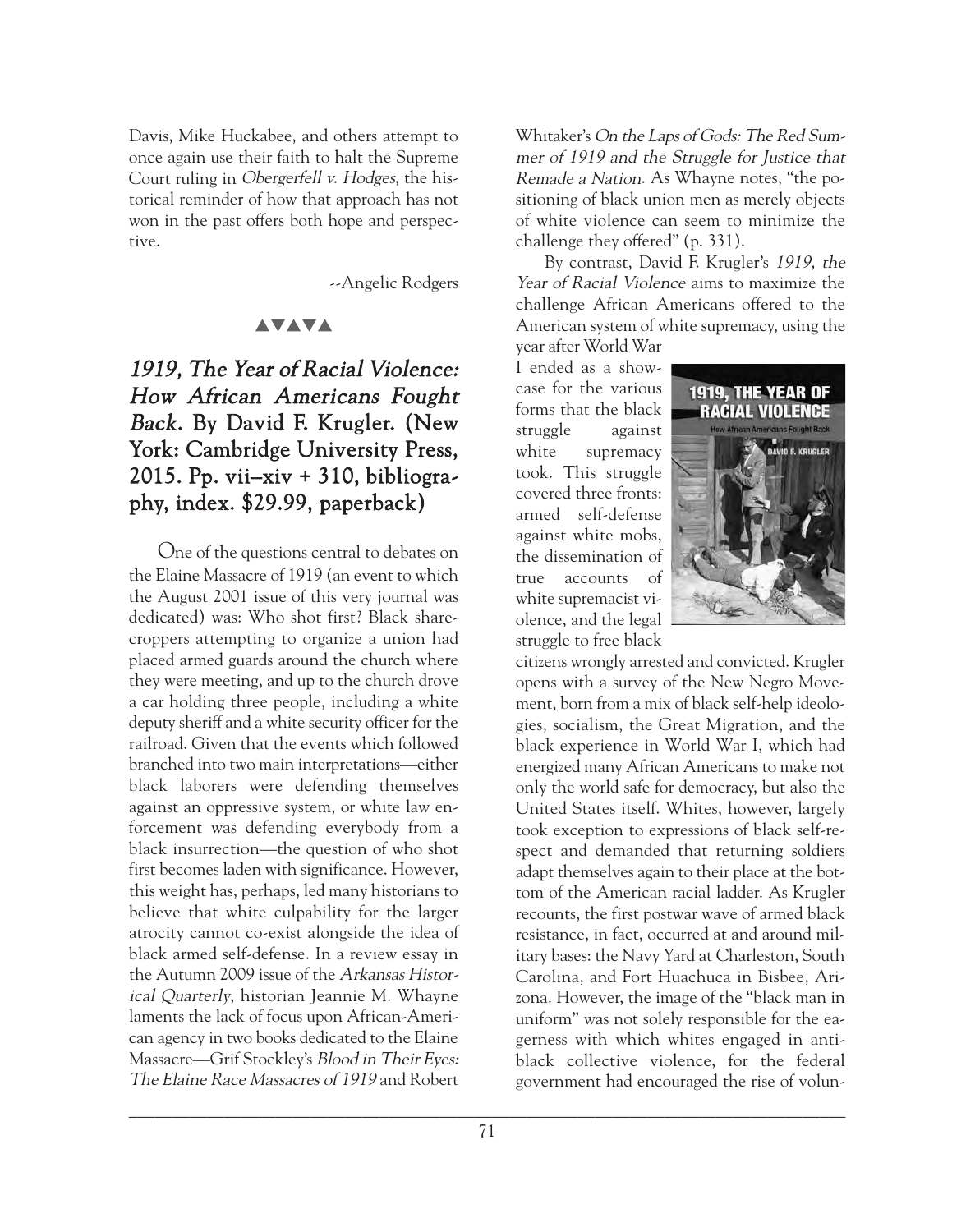Davis, Mike Huckabee, and others attempt to once again use their faith to halt the Supreme Court ruling in *Obergerfell v. Hodges*, the historical reminder of how that approach has not won in the past offers both hope and perspective.

--Angelic Rodgers

▲▼▲▼▲

## *1919, The Year of Racial Violence: How African Americans Fought Back.* By David F. Krugler. (New York: Cambridge University Press, 2015. Pp. vii–xiv + 310, bibliography, index. $29.99, paperback)

One of the questions central to debates on the Elaine Massacre of 1919 (an event to which the August 2001 issue of this very journal was dedicated) was: Who shot first? Black sharecroppers attempting to organize a union had placed armed guards around the church where they were meeting, and up to the church drove a car holding three people, including a white deputy sheriff and a white security officer for the railroad. Given that the events which followed branched into two main interpretations—either black laborers were defending themselves against an oppressive system, or white law enforcement was defending everybody from a black insurrection—the question of who shot first becomes laden with significance. However, this weight has, perhaps, led many historians to believe that white culpability for the larger atrocity cannot co-exist alongside the idea of black armed self-defense. In a review essay in the Autumn 2009 issue of the *Arkansas Historical Quarterly*, historian Jeannie M. Whayne laments the lack of focus upon African-American agency in two books dedicated to the Elaine Massacre—Grif Stockley's *Blood in Their Eyes: The Elaine Race Massacres of 1919* and Robert Whitaker's *On the Laps of Gods: The Red Summer of 1919 and the Struggle for Justice that Remade a Nation*. As Whayne notes, "the positioning of black union men as merely objects of white violence can seem to minimize the challenge they offered" (p. 331).

By contrast, David F. Krugler's *1919, the Year of Racial Violence* aims to maximize the challenge African Americans offered to the American system of white supremacy, using the year after World War I ended as a showcase for the various forms that the black struggle against white supremacy took. This struggle covered three fronts: armed self-defense against white mobs, the dissemination of true accounts of white supremacist violence, and the legal struggle to free black citizens wrongly arrested and convicted. Krugler opens with a survey of the New Negro Movement, born from a mix of black self-help ideologies, socialism, the Great Migration, and the black experience in World War I, which had energized many African Americans to make not only the world safe for democracy, but also the United States itself. Whites, however, largely took exception to expressions of black self-respect and demanded that returning soldiers adapt themselves again to their place at the bottom of the American racial ladder. As Krugler recounts, the first postwar wave of armed black resistance, in fact, occurred at and around military bases: the Navy Yard at Charleston, South Carolina, and Fort Huachuca in Bisbee, Arizona. However, the image of the "black man in uniform" was not solely responsible for the eagerness with which whites engaged in anti-black collective violence, for the federal government had encouraged the rise of volun-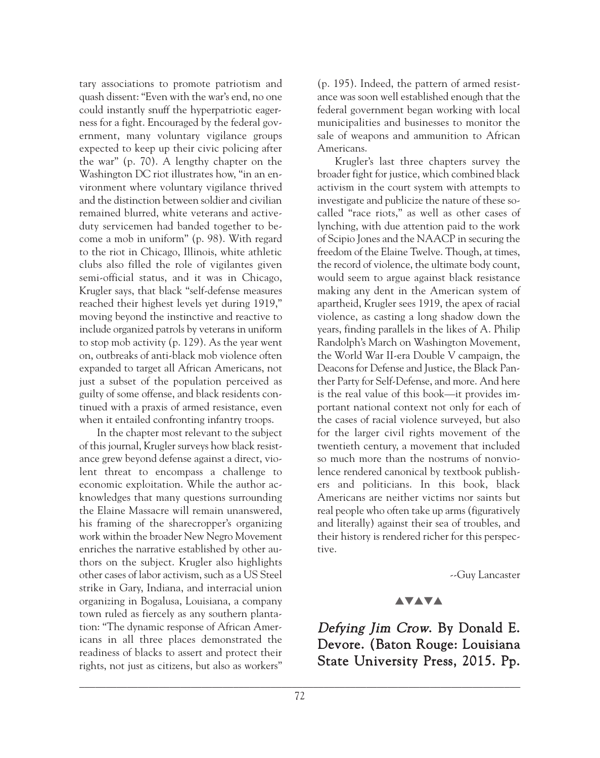tary associations to promote patriotism and quash dissent: "Even with the war's end, no one could instantly snuff the hyperpatriotic eagerness for a fight. Encouraged by the federal government, many voluntary vigilance groups expected to keep up their civic policing after the war" (p. 70). A lengthy chapter on the Washington DC riot illustrates how, "in an environment where voluntary vigilance thrived and the distinction between soldier and civilian remained blurred, white veterans and active-duty servicemen had banded together to become a mob in uniform" (p. 98). With regard to the riot in Chicago, Illinois, white athletic clubs also filled the role of vigilantes given semi-official status, and it was in Chicago, Krugler says, that black "self-defense measures reached their highest levels yet during 1919," moving beyond the instinctive and reactive to include organized patrols by veterans in uniform to stop mob activity (p. 129). As the year went on, outbreaks of anti-black mob violence often expanded to target all African Americans, not just a subset of the population perceived as guilty of some offense, and black residents continued with a praxis of armed resistance, even when it entailed confronting infantry troops.

In the chapter most relevant to the subject of this journal, Krugler surveys how black resistance grew beyond defense against a direct, violent threat to encompass a challenge to economic exploitation. While the author acknowledges that many questions surrounding the Elaine Massacre will remain unanswered, his framing of the sharecropper's organizing work within the broader New Negro Movement enriches the narrative established by other authors on the subject. Krugler also highlights other cases of labor activism, such as a US Steel strike in Gary, Indiana, and interracial union organizing in Bogalusa, Louisiana, a company town ruled as fiercely as any southern plantation: "The dynamic response of African Americans in all three places demonstrated the readiness of blacks to assert and protect their rights, not just as citizens, but also as workers" (p. 195). Indeed, the pattern of armed resistance was soon well established enough that the federal government began working with local municipalities and businesses to monitor the sale of weapons and ammunition to African Americans.

Krugler's last three chapters survey the broader fight for justice, which combined black activism in the court system with attempts to investigate and publicize the nature of these so-called "race riots," as well as other cases of lynching, with due attention paid to the work of Scipio Jones and the NAACP in securing the freedom of the Elaine Twelve. Though, at times, the record of violence, the ultimate body count, would seem to argue against black resistance making any dent in the American system of apartheid, Krugler sees 1919, the apex of racial violence, as casting a long shadow down the years, finding parallels in the likes of A. Philip Randolph's March on Washington Movement, the World War II-era Double V campaign, the Deacons for Defense and Justice, the Black Panther Party for Self-Defense, and more. And here is the real value of this book—it provides important national context not only for each of the cases of racial violence surveyed, but also for the larger civil rights movement of the twentieth century, a movement that included so much more than the nostrums of nonviolence rendered canonical by textbook publishers and politicians. In this book, black Americans are neither victims nor saints but real people who often take up arms (figuratively and literally) against their sea of troubles, and their history is rendered richer for this perspective.

--Guy Lancaster

▲▼▲▼▲

**_Defying Jim Crow_. By Donald E. Devore. (Baton Rouge: Louisiana State University Press, 2015. Pp.**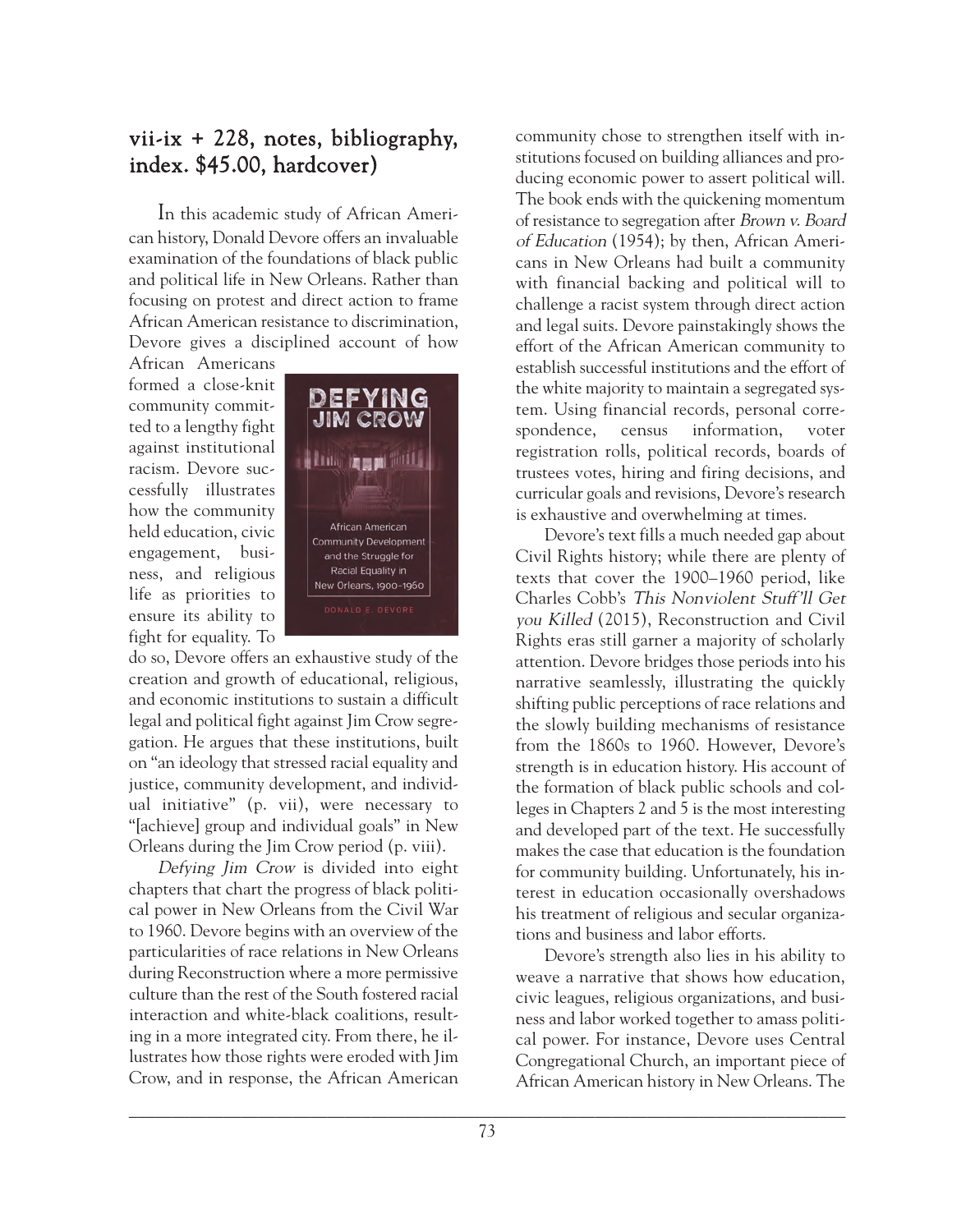**vii-ix + 228, notes, bibliography, index. $45.00, hardcover)**

In this academic study of African American history, Donald Devore offers an invaluable examination of the foundations of black public and political life in New Orleans. Rather than focusing on protest and direct action to frame African American resistance to discrimination, Devore gives a disciplined account of how African Americans formed a close-knit community committed to a lengthy fight against institutional racism. Devore successfully illustrates how the community held education, civic engagement, business, and religious life as priorities to ensure its ability to fight for equality. To do so, Devore offers an exhaustive study of the creation and growth of educational, religious, and economic institutions to sustain a difficult legal and political fight against Jim Crow segregation. He argues that these institutions, built on "an ideology that stressed racial equality and justice, community development, and individual initiative" (p. vii), were necessary to "[achieve] group and individual goals" in New Orleans during the Jim Crow period (p. viii).

*Defying Jim Crow* is divided into eight chapters that chart the progress of black political power in New Orleans from the Civil War to 1960. Devore begins with an overview of the particularities of race relations in New Orleans during Reconstruction where a more permissive culture than the rest of the South fostered racial interaction and white-black coalitions, resulting in a more integrated city. From there, he illustrates how those rights were eroded with Jim Crow, and in response, the African American community chose to strengthen itself with institutions focused on building alliances and producing economic power to assert political will. The book ends with the quickening momentum of resistance to segregation after *Brown v. Board of Education* (1954); by then, African Americans in New Orleans had built a community with financial backing and political will to challenge a racist system through direct action and legal suits. Devore painstakingly shows the effort of the African American community to establish successful institutions and the effort of the white majority to maintain a segregated system. Using financial records, personal correspondence, census information, voter registration rolls, political records, boards of trustees votes, hiring and firing decisions, and curricular goals and revisions, Devore's research is exhaustive and overwhelming at times.

Devore's text fills a much needed gap about Civil Rights history; while there are plenty of texts that cover the 1900–1960 period, like Charles Cobb's *This Nonviolent Stuff'll Get you Killed* (2015), Reconstruction and Civil Rights eras still garner a majority of scholarly attention. Devore bridges those periods into his narrative seamlessly, illustrating the quickly shifting public perceptions of race relations and the slowly building mechanisms of resistance from the 1860s to 1960. However, Devore's strength is in education history. His account of the formation of black public schools and colleges in Chapters 2 and 5 is the most interesting and developed part of the text. He successfully makes the case that education is the foundation for community building. Unfortunately, his interest in education occasionally overshadows his treatment of religious and secular organizations and business and labor efforts.

Devore's strength also lies in his ability to weave a narrative that shows how education, civic leagues, religious organizations, and business and labor worked together to amass political power. For instance, Devore uses Central Congregational Church, an important piece of African American history in New Orleans. The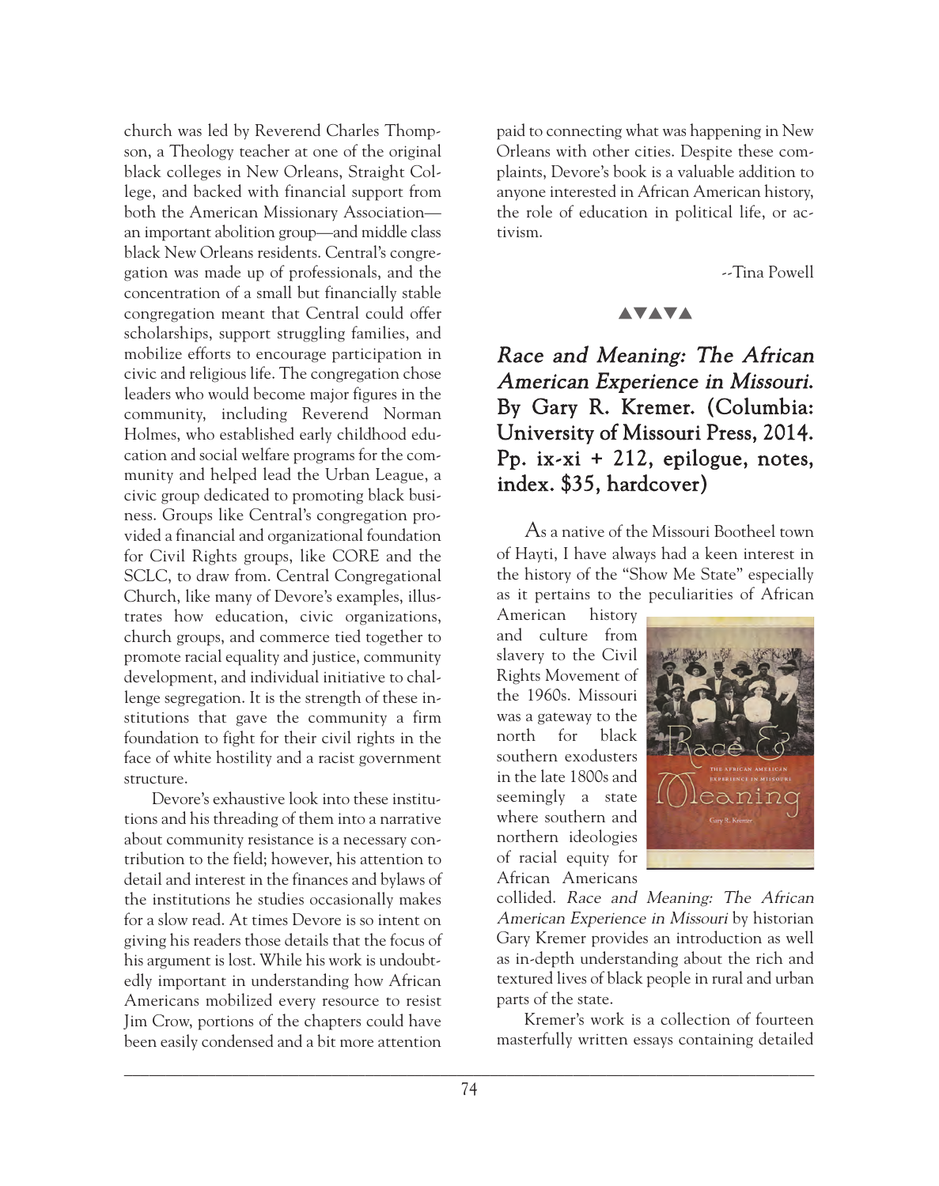church was led by Reverend Charles Thompson, a Theology teacher at one of the original black colleges in New Orleans, Straight College, and backed with financial support from both the American Missionary Association—an important abolition group—and middle class black New Orleans residents. Central's congregation was made up of professionals, and the concentration of a small but financially stable congregation meant that Central could offer scholarships, support struggling families, and mobilize efforts to encourage participation in civic and religious life. The congregation chose leaders who would become major figures in the community, including Reverend Norman Holmes, who established early childhood education and social welfare programs for the community and helped lead the Urban League, a civic group dedicated to promoting black business. Groups like Central's congregation provided a financial and organizational foundation for Civil Rights groups, like CORE and the SCLC, to draw from. Central Congregational Church, like many of Devore's examples, illustrates how education, civic organizations, church groups, and commerce tied together to promote racial equality and justice, community development, and individual initiative to challenge segregation. It is the strength of these institutions that gave the community a firm foundation to fight for their civil rights in the face of white hostility and a racist government structure.

Devore's exhaustive look into these institutions and his threading of them into a narrative about community resistance is a necessary contribution to the field; however, his attention to detail and interest in the finances and bylaws of the institutions he studies occasionally makes for a slow read. At times Devore is so intent on giving his readers those details that the focus of his argument is lost. While his work is undoubtedly important in understanding how African Americans mobilized every resource to resist Jim Crow, portions of the chapters could have been easily condensed and a bit more attention paid to connecting what was happening in New Orleans with other cities. Despite these complaints, Devore's book is a valuable addition to anyone interested in African American history, the role of education in political life, or activism.

--Tina Powell

▲▼▲▼▲

## *Race and Meaning: The African American Experience in Missouri.* By Gary R. Kremer. (Columbia: University of Missouri Press, 2014. Pp. ix-xi + 212, epilogue, notes, index. $35, hardcover)

As a native of the Missouri Bootheel town of Hayti, I have always had a keen interest in the history of the "Show Me State" especially as it pertains to the peculiarities of African American history and culture from slavery to the Civil Rights Movement of the 1960s. Missouri was a gateway to the north for black southern exodusters in the late 1800s and seemingly a state where southern and northern ideologies of racial equity for African Americans collided. *Race and Meaning: The African American Experience in Missouri* by historian Gary Kremer provides an introduction as well as in-depth understanding about the rich and textured lives of black people in rural and urban parts of the state.

Kremer's work is a collection of fourteen masterfully written essays containing detailed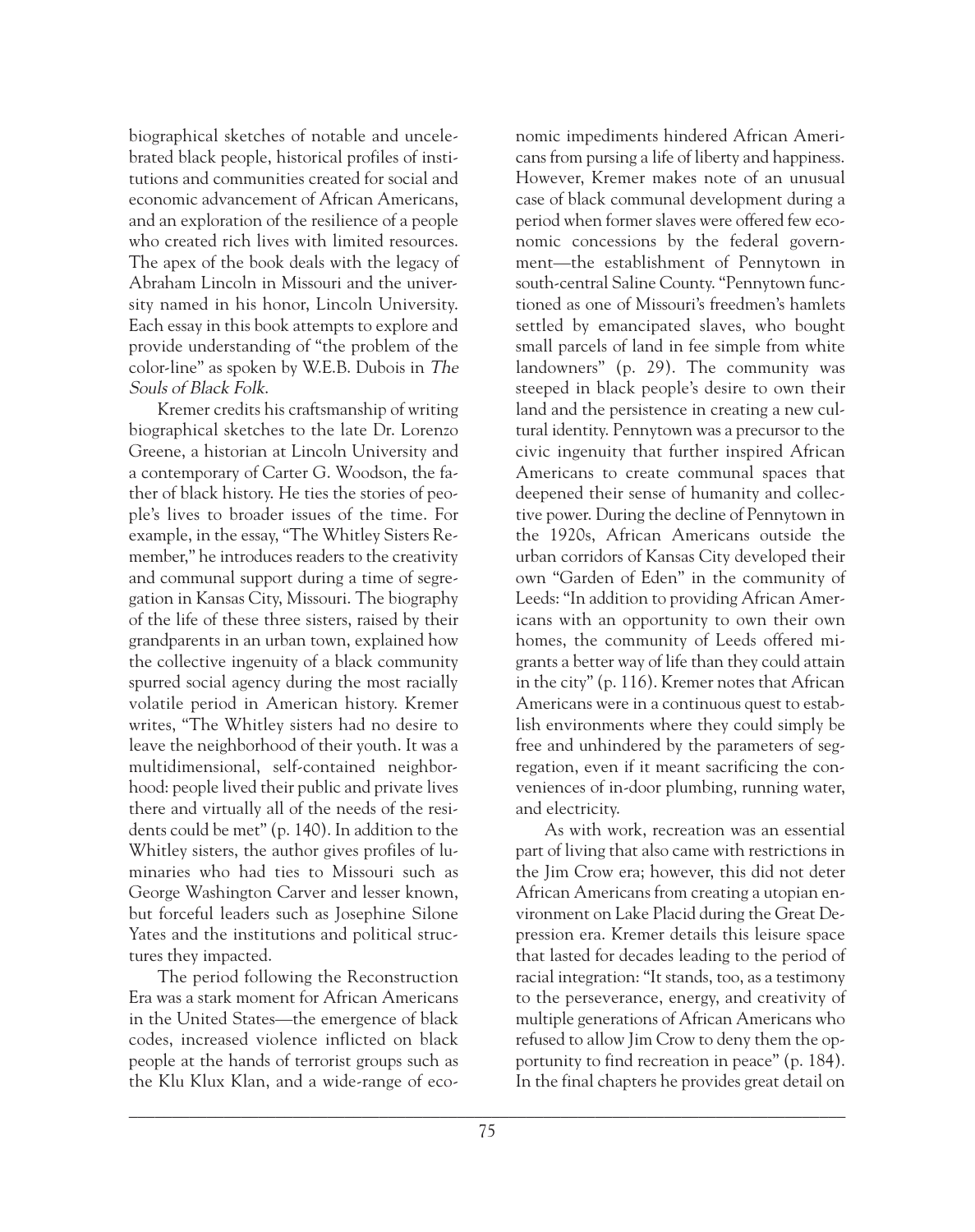biographical sketches of notable and uncelebrated black people, historical profiles of institutions and communities created for social and economic advancement of African Americans, and an exploration of the resilience of a people who created rich lives with limited resources. The apex of the book deals with the legacy of Abraham Lincoln in Missouri and the university named in his honor, Lincoln University. Each essay in this book attempts to explore and provide understanding of "the problem of the color-line" as spoken by W.E.B. Dubois in *The Souls of Black Folk*.

Kremer credits his craftsmanship of writing biographical sketches to the late Dr. Lorenzo Greene, a historian at Lincoln University and a contemporary of Carter G. Woodson, the father of black history. He ties the stories of people's lives to broader issues of the time. For example, in the essay, "The Whitley Sisters Remember," he introduces readers to the creativity and communal support during a time of segregation in Kansas City, Missouri. The biography of the life of these three sisters, raised by their grandparents in an urban town, explained how the collective ingenuity of a black community spurred social agency during the most racially volatile period in American history. Kremer writes, "The Whitley sisters had no desire to leave the neighborhood of their youth. It was a multidimensional, self-contained neighborhood: people lived their public and private lives there and virtually all of the needs of the residents could be met" (p. 140). In addition to the Whitley sisters, the author gives profiles of luminaries who had ties to Missouri such as George Washington Carver and lesser known, but forceful leaders such as Josephine Silone Yates and the institutions and political structures they impacted.

The period following the Reconstruction Era was a stark moment for African Americans in the United States—the emergence of black codes, increased violence inflicted on black people at the hands of terrorist groups such as the Klu Klux Klan, and a wide-range of economic impediments hindered African Americans from pursing a life of liberty and happiness. However, Kremer makes note of an unusual case of black communal development during a period when former slaves were offered few economic concessions by the federal government—the establishment of Pennytown in south-central Saline County. "Pennytown functioned as one of Missouri's freedmen's hamlets settled by emancipated slaves, who bought small parcels of land in fee simple from white landowners" (p. 29). The community was steeped in black people's desire to own their land and the persistence in creating a new cultural identity. Pennytown was a precursor to the civic ingenuity that further inspired African Americans to create communal spaces that deepened their sense of humanity and collective power. During the decline of Pennytown in the 1920s, African Americans outside the urban corridors of Kansas City developed their own "Garden of Eden" in the community of Leeds: "In addition to providing African Americans with an opportunity to own their own homes, the community of Leeds offered migrants a better way of life than they could attain in the city" (p. 116). Kremer notes that African Americans were in a continuous quest to establish environments where they could simply be free and unhindered by the parameters of segregation, even if it meant sacrificing the conveniences of in-door plumbing, running water, and electricity.

As with work, recreation was an essential part of living that also came with restrictions in the Jim Crow era; however, this did not deter African Americans from creating a utopian environment on Lake Placid during the Great Depression era. Kremer details this leisure space that lasted for decades leading to the period of racial integration: "It stands, too, as a testimony to the perseverance, energy, and creativity of multiple generations of African Americans who refused to allow Jim Crow to deny them the opportunity to find recreation in peace" (p. 184). In the final chapters he provides great detail on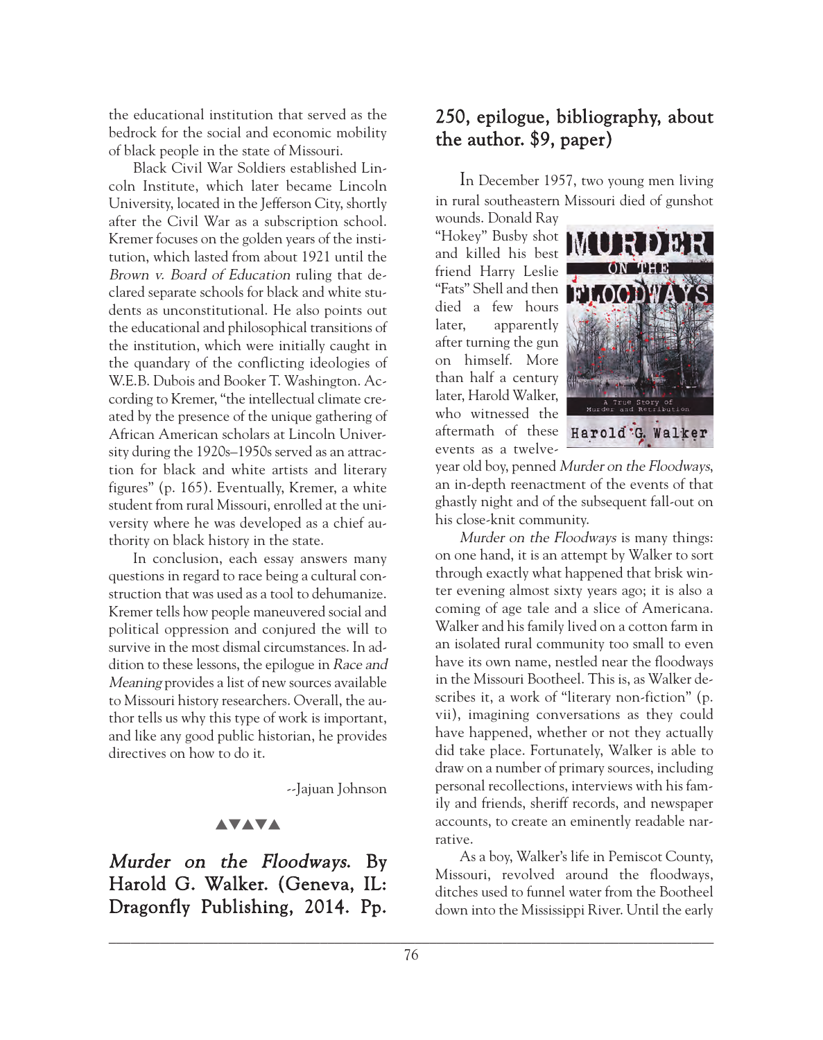the educational institution that served as the bedrock for the social and economic mobility of black people in the state of Missouri.

Black Civil War Soldiers established Lincoln Institute, which later became Lincoln University, located in the Jefferson City, shortly after the Civil War as a subscription school. Kremer focuses on the golden years of the institution, which lasted from about 1921 until the *Brown v. Board of Education* ruling that declared separate schools for black and white students as unconstitutional. He also points out the educational and philosophical transitions of the institution, which were initially caught in the quandary of the conflicting ideologies of W.E.B. Dubois and Booker T. Washington. According to Kremer, "the intellectual climate created by the presence of the unique gathering of African American scholars at Lincoln University during the 1920s–1950s served as an attraction for black and white artists and literary figures" (p. 165). Eventually, Kremer, a white student from rural Missouri, enrolled at the university where he was developed as a chief authority on black history in the state.

In conclusion, each essay answers many questions in regard to race being a cultural construction that was used as a tool to dehumanize. Kremer tells how people maneuvered social and political oppression and conjured the will to survive in the most dismal circumstances. In addition to these lessons, the epilogue in *Race and Meaning* provides a list of new sources available to Missouri history researchers. Overall, the author tells us why this type of work is important, and like any good public historian, he provides directives on how to do it.

--Jajuan Johnson

▲▼▲▼▲

## *Murder on the Floodways.* By Harold G. Walker. (Geneva, IL: Dragonfly Publishing, 2014. Pp. 250, epilogue, bibliography, about the author. $9, paper)

In December 1957, two young men living in rural southeastern Missouri died of gunshot wounds. Donald Ray "Hokey" Busby shot and killed his best friend Harry Leslie "Fats" Shell and then died a few hours later, apparently after turning the gun on himself. More than half a century later, Harold Walker, who witnessed the aftermath of these events as a twelve-year old boy, penned *Murder on the Floodways*, an in-depth reenactment of the events of that ghastly night and of the subsequent fall-out on his close-knit community.

*Murder on the Floodways* is many things: on one hand, it is an attempt by Walker to sort through exactly what happened that brisk winter evening almost sixty years ago; it is also a coming of age tale and a slice of Americana. Walker and his family lived on a cotton farm in an isolated rural community too small to even have its own name, nestled near the floodways in the Missouri Bootheel. This is, as Walker describes it, a work of "literary non-fiction" (p. vii), imagining conversations as they could have happened, whether or not they actually did take place. Fortunately, Walker is able to draw on a number of primary sources, including personal recollections, interviews with his family and friends, sheriff records, and newspaper accounts, to create an eminently readable narrative.

As a boy, Walker's life in Pemiscot County, Missouri, revolved around the floodways, ditches used to funnel water from the Bootheel down into the Mississippi River. Until the early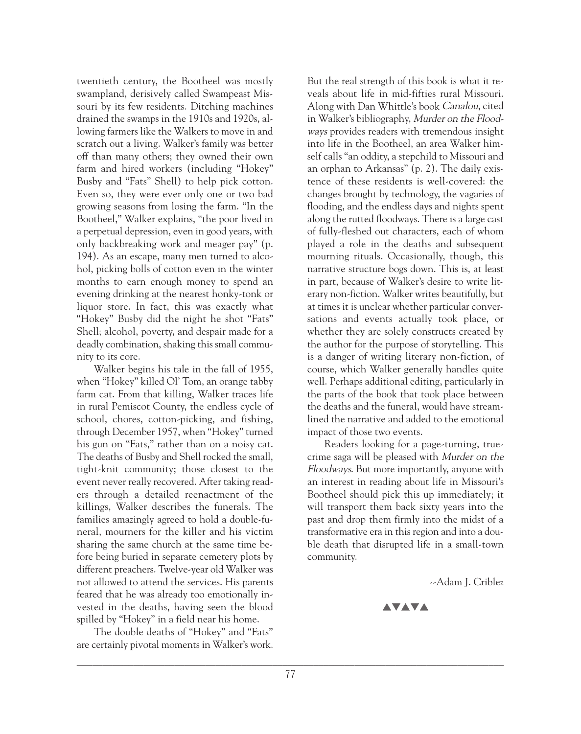twentieth century, the Bootheel was mostly swampland, derisively called Swampeast Missouri by its few residents. Ditching machines drained the swamps in the 1910s and 1920s, allowing farmers like the Walkers to move in and scratch out a living. Walker's family was better off than many others; they owned their own farm and hired workers (including "Hokey" Busby and "Fats" Shell) to help pick cotton. Even so, they were ever only one or two bad growing seasons from losing the farm. "In the Bootheel," Walker explains, "the poor lived in a perpetual depression, even in good years, with only backbreaking work and meager pay" (p. 194). As an escape, many men turned to alcohol, picking bolls of cotton even in the winter months to earn enough money to spend an evening drinking at the nearest honky-tonk or liquor store. In fact, this was exactly what "Hokey" Busby did the night he shot "Fats" Shell; alcohol, poverty, and despair made for a deadly combination, shaking this small community to its core.

Walker begins his tale in the fall of 1955, when "Hokey" killed Ol' Tom, an orange tabby farm cat. From that killing, Walker traces life in rural Pemiscot County, the endless cycle of school, chores, cotton-picking, and fishing, through December 1957, when "Hokey" turned his gun on "Fats," rather than on a noisy cat. The deaths of Busby and Shell rocked the small, tight-knit community; those closest to the event never really recovered. After taking readers through a detailed reenactment of the killings, Walker describes the funerals. The families amazingly agreed to hold a double-funeral, mourners for the killer and his victim sharing the same church at the same time before being buried in separate cemetery plots by different preachers. Twelve-year old Walker was not allowed to attend the services. His parents feared that he was already too emotionally invested in the deaths, having seen the blood spilled by "Hokey" in a field near his home.

The double deaths of "Hokey" and "Fats" are certainly pivotal moments in Walker's work. But the real strength of this book is what it reveals about life in mid-fifties rural Missouri. Along with Dan Whittle's book *Canalou*, cited in Walker's bibliography, *Murder on the Floodways* provides readers with tremendous insight into life in the Bootheel, an area Walker himself calls "an oddity, a stepchild to Missouri and an orphan to Arkansas" (p. 2). The daily existence of these residents is well-covered: the changes brought by technology, the vagaries of flooding, and the endless days and nights spent along the rutted floodways. There is a large cast of fully-fleshed out characters, each of whom played a role in the deaths and subsequent mourning rituals. Occasionally, though, this narrative structure bogs down. This is, at least in part, because of Walker's desire to write literary non-fiction. Walker writes beautifully, but at times it is unclear whether particular conversations and events actually took place, or whether they are solely constructs created by the author for the purpose of storytelling. This is a danger of writing literary non-fiction, of course, which Walker generally handles quite well. Perhaps additional editing, particularly in the parts of the book that took place between the deaths and the funeral, would have streamlined the narrative and added to the emotional impact of those two events.

Readers looking for a page-turning, true-crime saga will be pleased with *Murder on the Floodways*. But more importantly, anyone with an interest in reading about life in Missouri's Bootheel should pick this up immediately; it will transport them back sixty years into the past and drop them firmly into the midst of a transformative era in this region and into a double death that disrupted life in a small-town community.

--Adam J. Criblez

▲▼▲▼▲